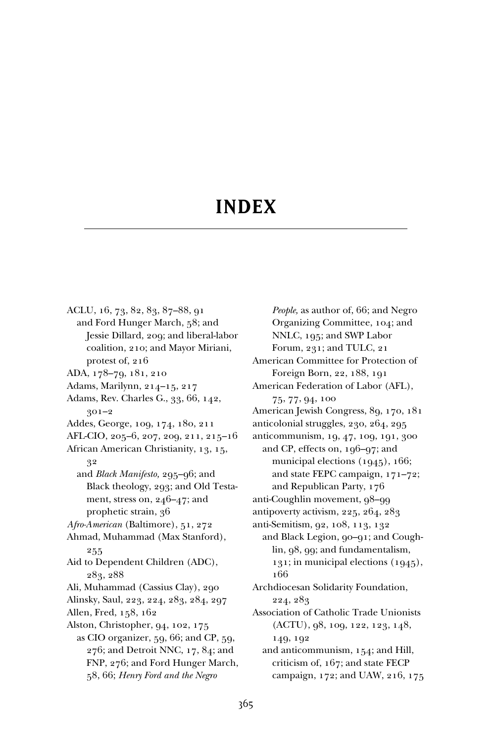# INDEX

ACLU, 16, 73, 82, 83, 87–88, 91
  and Ford Hunger March, 58; and Jessie Dillard, 209; and liberal-labor coalition, 210; and Mayor Miriani, protest of, 216

ADA, 178–79, 181, 210

Adams, Marilynn, 214–15, 217

Adams, Rev. Charles G., 33, 66, 142, 301–2

Addes, George, 109, 174, 180, 211

AFL-CIO, 205–6, 207, 209, 211, 215–16

African American Christianity, 13, 15, 32
  and *Black Manifesto,* 295–96; and Black theology, 293; and Old Testament, stress on, 246–47; and prophetic strain, 36

*Afro-American* (Baltimore), 51, 272

Ahmad, Muhammad (Max Stanford), 255

Aid to Dependent Children (ADC), 283, 288

Ali, Muhammad (Cassius Clay), 290

Alinsky, Saul, 223, 224, 283, 284, 297

Allen, Fred, 158, 162

Alston, Christopher, 94, 102, 175
  as CIO organizer, 59, 66; and CP, 59, 276; and Detroit NNC, 17, 84; and FNP, 276; and Ford Hunger March, 58, 66; *Henry Ford and the Negro People,* as author of, 66; and Negro Organizing Committee, 104; and NNLC, 195; and SWP Labor Forum, 231; and TULC, 21

American Committee for Protection of Foreign Born, 22, 188, 191

American Federation of Labor (AFL), 75, 77, 94, 100

American Jewish Congress, 89, 170, 181

anticolonial struggles, 230, 264, 295

anticommunism, 19, 47, 109, 191, 300
  and CP, effects on, 196–97; and municipal elections (1945), 166; and state FEPC campaign, 171–72; and Republican Party, 176

anti-Coughlin movement, 98–99

antipoverty activism, 225, 264, 283

anti-Semitism, 92, 108, 113, 132
  and Black Legion, 90–91; and Coughlin, 98, 99; and fundamentalism, 131; in municipal elections (1945), 166

Archdiocesan Solidarity Foundation, 224, 283

Association of Catholic Trade Unionists (ACTU), 98, 109, 122, 123, 148, 149, 192
  and anticommunism, 154; and Hill, criticism of, 167; and state FECP campaign, 172; and UAW, 216, 175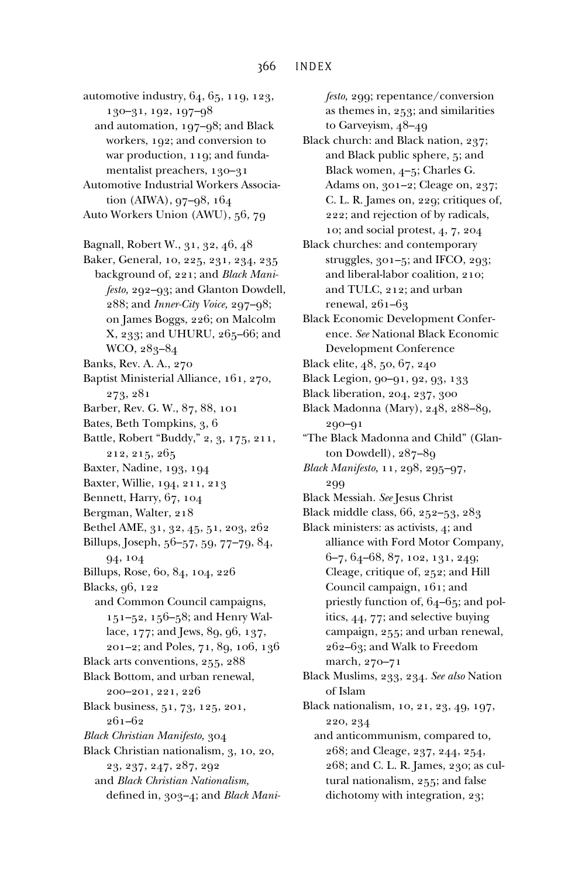automotive industry, 64, 65, 119, 123, 130–31, 192, 197–98
  and automation, 197–98; and Black workers, 192; and conversion to war production, 119; and fundamentalist preachers, 130–31
Automotive Industrial Workers Association (AIWA), 97–98, 164
Auto Workers Union (AWU), 56, 79

Bagnall, Robert W., 31, 32, 46, 48
Baker, General, 10, 225, 231, 234, 235
  background of, 221; and *Black Manifesto,* 292–93; and Glanton Dowdell, 288; and *Inner-City Voice,* 297–98; on James Boggs, 226; on Malcolm X, 233; and UHURU, 265–66; and WCO, 283–84
Banks, Rev. A. A., 270
Baptist Ministerial Alliance, 161, 270, 273, 281
Barber, Rev. G. W., 87, 88, 101
Bates, Beth Tompkins, 3, 6
Battle, Robert "Buddy," 2, 3, 175, 211, 212, 215, 265
Baxter, Nadine, 193, 194
Baxter, Willie, 194, 211, 213
Bennett, Harry, 67, 104
Bergman, Walter, 218
Bethel AME, 31, 32, 45, 51, 203, 262
Billups, Joseph, 56–57, 59, 77–79, 84, 94, 104
Billups, Rose, 60, 84, 104, 226
Blacks, 96, 122
  and Common Council campaigns, 151–52, 156–58; and Henry Wallace, 177; and Jews, 89, 96, 137, 201–2; and Poles, 71, 89, 106, 136
Black arts conventions, 255, 288
Black Bottom, and urban renewal, 200–201, 221, 226
Black business, 51, 73, 125, 201, 261–62
*Black Christian Manifesto,* 304
Black Christian nationalism, 3, 10, 20, 23, 237, 247, 287, 292
  and *Black Christian Nationalism,* defined in, 303–4; and *Black Manifesto,* 299; repentance/conversion as themes in, 253; and similarities to Garveyism, 48–49
Black church: and Black nation, 237; and Black public sphere, 5; and Black women, 4–5; Charles G. Adams on, 301–2; Cleage on, 237; C. L. R. James on, 229; critiques of, 222; and rejection of by radicals, 10; and social protest, 4, 7, 204
Black churches: and contemporary struggles, 301–5; and IFCO, 293; and liberal-labor coalition, 210; and TULC, 212; and urban renewal, 261–63
Black Economic Development Conference. *See* National Black Economic Development Conference
Black elite, 48, 50, 67, 240
Black Legion, 90–91, 92, 93, 133
Black liberation, 204, 237, 300
Black Madonna (Mary), 248, 288–89, 290–91
"The Black Madonna and Child" (Glanton Dowdell), 287–89
*Black Manifesto,* 11, 298, 295–97, 299
Black Messiah. *See* Jesus Christ
Black middle class, 66, 252–53, 283
Black ministers: as activists, 4; and alliance with Ford Motor Company, 6–7, 64–68, 87, 102, 131, 249; Cleage, critique of, 252; and Hill Council campaign, 161; and priestly function of, 64–65; and politics, 44, 77; and selective buying campaign, 255; and urban renewal, 262–63; and Walk to Freedom march, 270–71
Black Muslims, 233, 234. *See also* Nation of Islam
Black nationalism, 10, 21, 23, 49, 197, 220, 234
  and anticommunism, compared to, 268; and Cleage, 237, 244, 254, 268; and C. L. R. James, 230; as cultural nationalism, 255; and false dichotomy with integration, 23;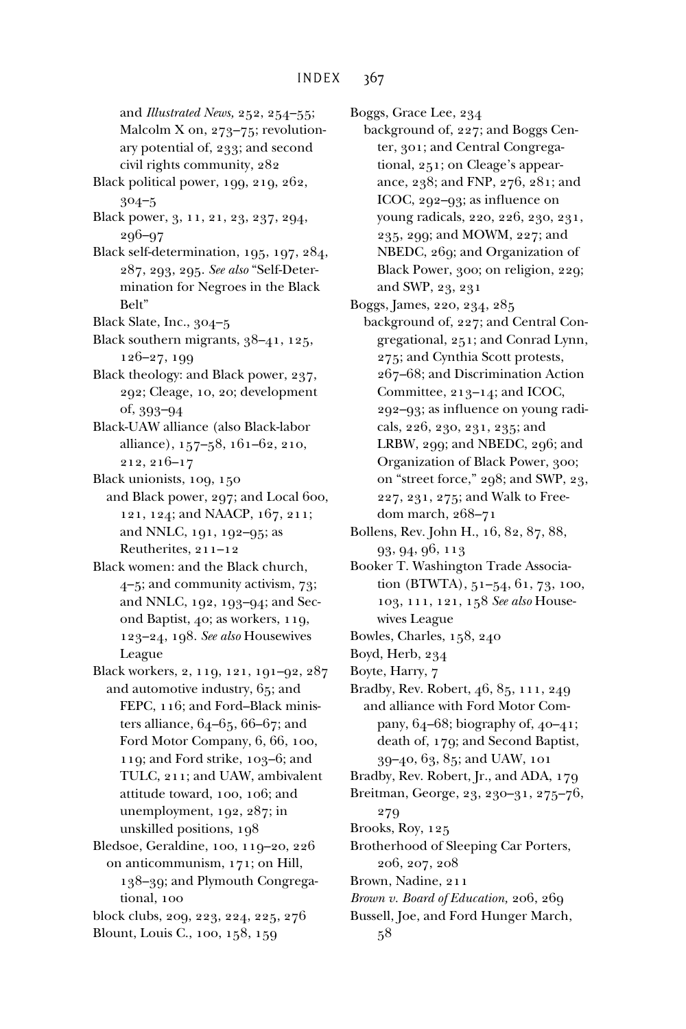and *Illustrated News,* 252, 254–55; Malcolm X on, 273–75; revolutionary potential of, 233; and second civil rights community, 282

Black political power, 199, 219, 262, 304–5

Black power, 3, 11, 21, 23, 237, 294, 296–97

Black self-determination, 195, 197, 284, 287, 293, 295. *See also* "Self-Determination for Negroes in the Black Belt"

Black Slate, Inc., 304–5

Black southern migrants, 38–41, 125, 126–27, 199

Black theology: and Black power, 237, 292; Cleage, 10, 20; development of, 393–94

Black-UAW alliance (also Black-labor alliance), 157–58, 161–62, 210, 212, 216–17

Black unionists, 109, 150
 and Black power, 297; and Local 600, 121, 124; and NAACP, 167, 211; and NNLC, 191, 192–95; as Reutherites, 211–12

Black women: and the Black church, 4–5; and community activism, 73; and NNLC, 192, 193–94; and Second Baptist, 40; as workers, 119, 123–24, 198. *See also* Housewives League

Black workers, 2, 119, 121, 191–92, 287
 and automotive industry, 65; and FEPC, 116; and Ford–Black ministers alliance, 64–65, 66–67; and Ford Motor Company, 6, 66, 100, 119; and Ford strike, 103–6; and TULC, 211; and UAW, ambivalent attitude toward, 100, 106; and unemployment, 192, 287; in unskilled positions, 198

Bledsoe, Geraldine, 100, 119–20, 226
 on anticommunism, 171; on Hill, 138–39; and Plymouth Congregational, 100

block clubs, 209, 223, 224, 225, 276

Blount, Louis C., 100, 158, 159

Boggs, Grace Lee, 234
 background of, 227; and Boggs Center, 301; and Central Congregational, 251; on Cleage's appearance, 238; and FNP, 276, 281; and ICOC, 292–93; as influence on young radicals, 220, 226, 230, 231, 235, 299; and MOWM, 227; and NBEDC, 269; and Organization of Black Power, 300; on religion, 229; and SWP, 23, 231

Boggs, James, 220, 234, 285
 background of, 227; and Central Congregational, 251; and Conrad Lynn, 275; and Cynthia Scott protests, 267–68; and Discrimination Action Committee, 213–14; and ICOC, 292–93; as influence on young radicals, 226, 230, 231, 235; and LRBW, 299; and NBEDC, 296; and Organization of Black Power, 300; on "street force," 298; and SWP, 23, 227, 231, 275; and Walk to Freedom march, 268–71

Bollens, Rev. John H., 16, 82, 87, 88, 93, 94, 96, 113

Booker T. Washington Trade Association (BTWTA), 51–54, 61, 73, 100, 103, 111, 121, 158 *See also* Housewives League

Bowles, Charles, 158, 240

Boyd, Herb, 234

Boyte, Harry, 7

Bradby, Rev. Robert, 46, 85, 111, 249
 and alliance with Ford Motor Company, 64–68; biography of, 40–41; death of, 179; and Second Baptist, 39–40, 63, 85; and UAW, 101

Bradby, Rev. Robert, Jr., and ADA, 179

Breitman, George, 23, 230–31, 275–76, 279

Brooks, Roy, 125

Brotherhood of Sleeping Car Porters, 206, 207, 208

Brown, Nadine, 211

*Brown v. Board of Education,* 206, 269

Bussell, Joe, and Ford Hunger March, 58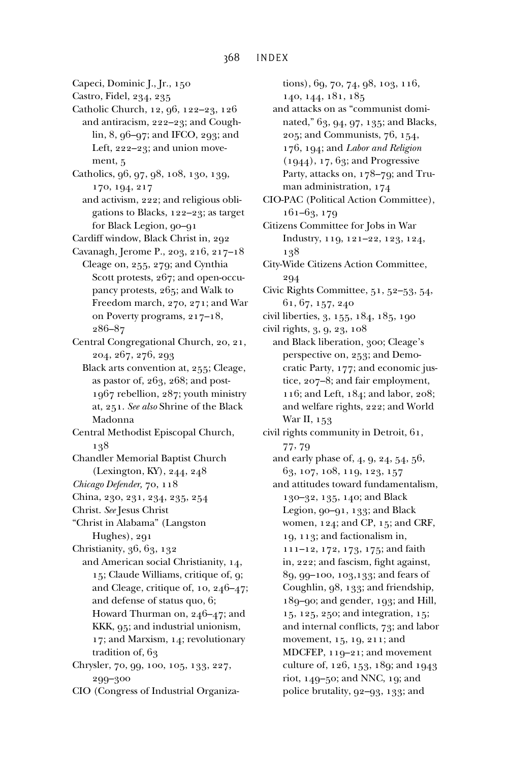Capeci, Dominic J., Jr., 150

Castro, Fidel, 234, 235

Catholic Church, 12, 96, 122–23, 126
- and antiracism, 222–23; and Coughlin, 8, 96–97; and IFCO, 293; and Left, 222–23; and union movement, 5

Catholics, 96, 97, 98, 108, 130, 139, 170, 194, 217
- and activism, 222; and religious obligations to Blacks, 122–23; as target for Black Legion, 90–91

Cardiff window, Black Christ in, 292

Cavanagh, Jerome P., 203, 216, 217–18
- Cleage on, 255, 279; and Cynthia Scott protests, 267; and open-occupancy protests, 265; and Walk to Freedom march, 270, 271; and War on Poverty programs, 217–18, 286–87

Central Congregational Church, 20, 21, 204, 267, 276, 293
- Black arts convention at, 255; Cleage, as pastor of, 263, 268; and post-1967 rebellion, 287; youth ministry at, 251. *See also* Shrine of the Black Madonna

Central Methodist Episcopal Church, 138

Chandler Memorial Baptist Church (Lexington, KY), 244, 248

*Chicago Defender,* 70, 118

China, 230, 231, 234, 235, 254

Christ. *See* Jesus Christ

"Christ in Alabama" (Langston Hughes), 291

Christianity, 36, 63, 132
- and American social Christianity, 14, 15; Claude Williams, critique of, 9; and Cleage, critique of, 10, 246–47; and defense of status quo, 6; Howard Thurman on, 246–47; and KKK, 95; and industrial unionism, 17; and Marxism, 14; revolutionary tradition of, 63

Chrysler, 70, 99, 100, 105, 133, 227, 299–300

CIO (Congress of Industrial Organizations), 69, 70, 74, 98, 103, 116, 140, 144, 181, 185
- and attacks on as "communist dominated," 63, 94, 97, 135; and Blacks, 205; and Communists, 76, 154, 176, 194; and *Labor and Religion* (1944), 17, 63; and Progressive Party, attacks on, 178–79; and Truman administration, 174

CIO-PAC (Political Action Committee), 161–63, 179

Citizens Committee for Jobs in War Industry, 119, 121–22, 123, 124, 138

City-Wide Citizens Action Committee, 294

Civic Rights Committee, 51, 52–53, 54, 61, 67, 157, 240

civil liberties, 3, 155, 184, 185, 190

civil rights, 3, 9, 23, 108
- and Black liberation, 300; Cleage's perspective on, 253; and Democratic Party, 177; and economic justice, 207–8; and fair employment, 116; and Left, 184; and labor, 208; and welfare rights, 222; and World War II, 153

civil rights community in Detroit, 61, 77, 79
- and early phase of, 4, 9, 24, 54, 56, 63, 107, 108, 119, 123, 157
- and attitudes toward fundamentalism, 130–32, 135, 140; and Black Legion, 90–91, 133; and Black women, 124; and CP, 15; and CRF, 19, 113; and factionalism in, 111–12, 172, 173, 175; and faith in, 222; and fascism, fight against, 89, 99–100, 103,133; and fears of Coughlin, 98, 133; and friendship, 189–90; and gender, 193; and Hill, 15, 125, 250; and integration, 15; and internal conflicts, 73; and labor movement, 15, 19, 211; and MDCFEP, 119–21; and movement culture of, 126, 153, 189; and 1943 riot, 149–50; and NNC, 19; and police brutality, 92–93, 133; and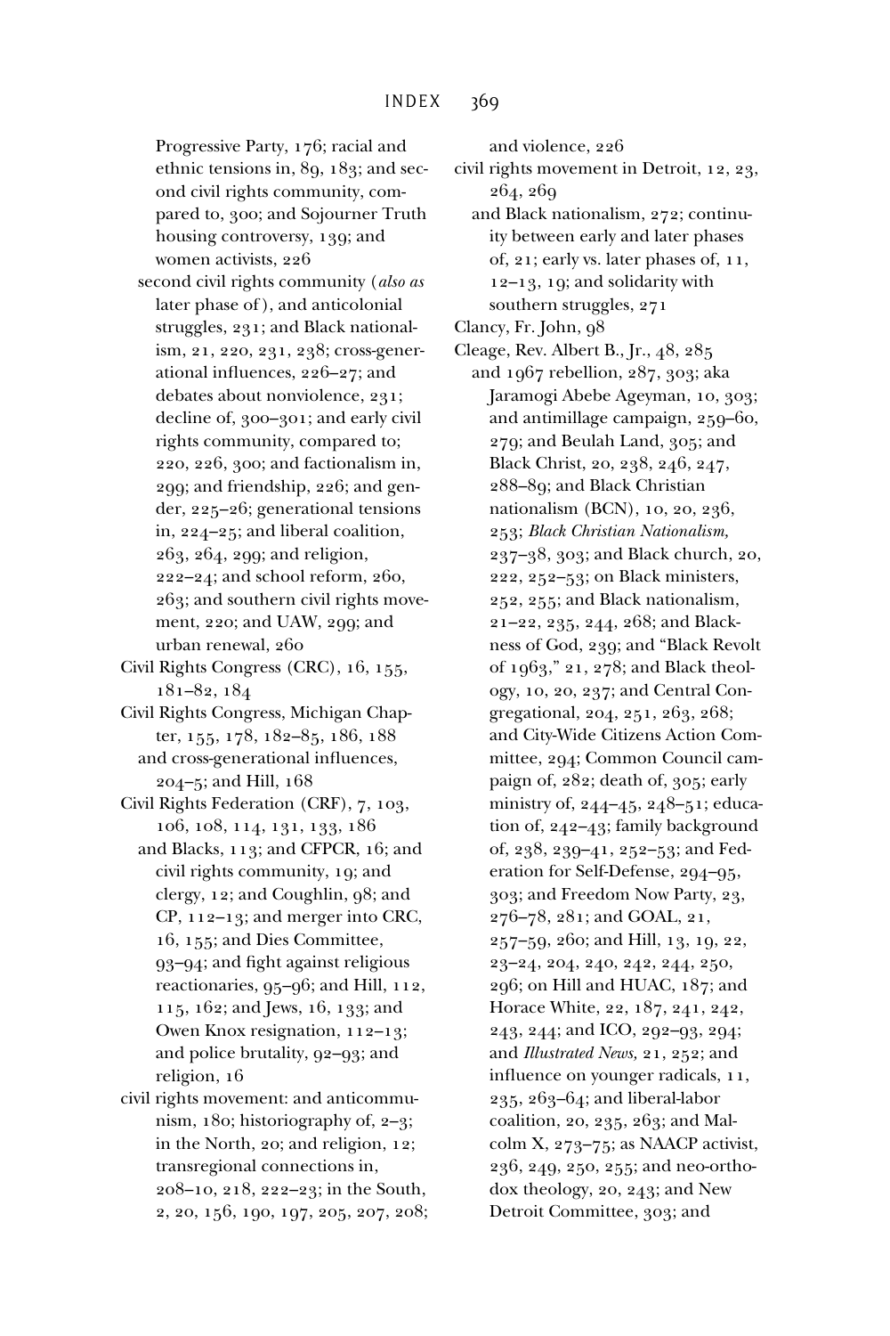Progressive Party, 176; racial and ethnic tensions in, 89, 183; and second civil rights community, compared to, 300; and Sojourner Truth housing controversy, 139; and women activists, 226

second civil rights community (*also as* later phase of), and anticolonial struggles, 231; and Black nationalism, 21, 220, 231, 238; cross-generational influences, 226–27; and debates about nonviolence, 231; decline of, 300–301; and early civil rights community, compared to; 220, 226, 300; and factionalism in, 299; and friendship, 226; and gender, 225–26; generational tensions in, 224–25; and liberal coalition, 263, 264, 299; and religion, 222–24; and school reform, 260, 263; and southern civil rights movement, 220; and UAW, 299; and urban renewal, 260

Civil Rights Congress (CRC), 16, 155, 181–82, 184

Civil Rights Congress, Michigan Chapter, 155, 178, 182–85, 186, 188
and cross-generational influences, 204–5; and Hill, 168

Civil Rights Federation (CRF), 7, 103, 106, 108, 114, 131, 133, 186
and Blacks, 113; and CFPCR, 16; and civil rights community, 19; and clergy, 12; and Coughlin, 98; and CP, 112–13; and merger into CRC, 16, 155; and Dies Committee, 93–94; and fight against religious reactionaries, 95–96; and Hill, 112, 115, 162; and Jews, 16, 133; and Owen Knox resignation, 112–13; and police brutality, 92–93; and religion, 16

civil rights movement: and anticommunism, 180; historiography of, 2–3; in the North, 20; and religion, 12; transregional connections in, 208–10, 218, 222–23; in the South, 2, 20, 156, 190, 197, 205, 207, 208; and violence, 226

civil rights movement in Detroit, 12, 23, 264, 269
and Black nationalism, 272; continuity between early and later phases of, 21; early vs. later phases of, 11, 12–13, 19; and solidarity with southern struggles, 271

Clancy, Fr. John, 98

Cleage, Rev. Albert B., Jr., 48, 285
and 1967 rebellion, 287, 303; aka Jaramogi Abebe Ageyman, 10, 303; and antimillage campaign, 259–60, 279; and Beulah Land, 305; and Black Christ, 20, 238, 246, 247, 288–89; and Black Christian nationalism (BCN), 10, 20, 236, 253; *Black Christian Nationalism,* 237–38, 303; and Black church, 20, 222, 252–53; on Black ministers, 252, 255; and Black nationalism, 21–22, 235, 244, 268; and Blackness of God, 239; and "Black Revolt of 1963," 21, 278; and Black theology, 10, 20, 237; and Central Congregational, 204, 251, 263, 268; and City-Wide Citizens Action Committee, 294; Common Council campaign of, 282; death of, 305; early ministry of, 244–45, 248–51; education of, 242–43; family background of, 238, 239–41, 252–53; and Federation for Self-Defense, 294–95, 303; and Freedom Now Party, 23, 276–78, 281; and GOAL, 21, 257–59, 260; and Hill, 13, 19, 22, 23–24, 204, 240, 242, 244, 250, 296; on Hill and HUAC, 187; and Horace White, 22, 187, 241, 242, 243, 244; and ICO, 292–93, 294; and *Illustrated News,* 21, 252; and influence on younger radicals, 11, 235, 263–64; and liberal-labor coalition, 20, 235, 263; and Malcolm X, 273–75; as NAACP activist, 236, 249, 250, 255; and neo-orthodox theology, 20, 243; and New Detroit Committee, 303; and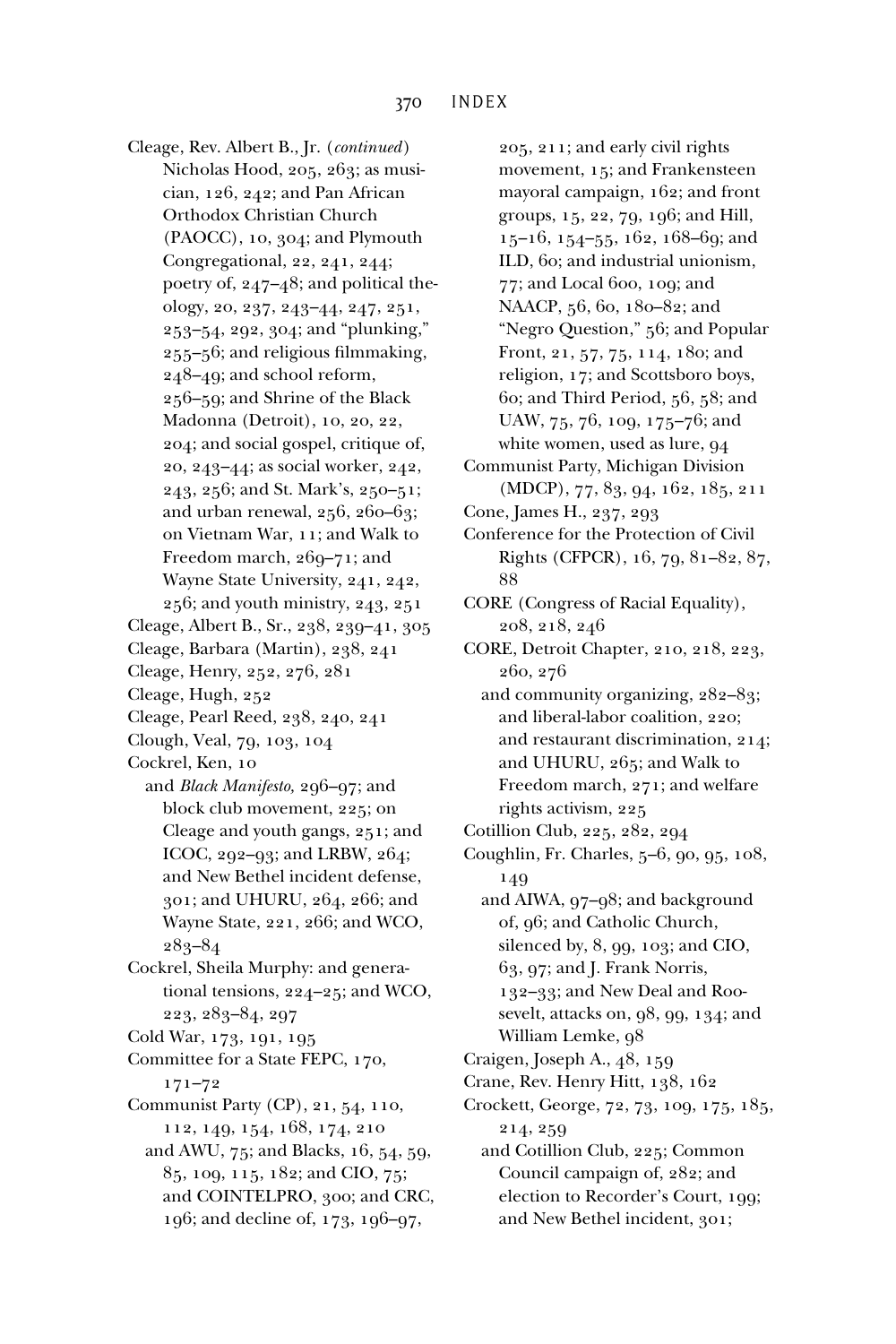Cleage, Rev. Albert B., Jr. (*continued*) Nicholas Hood, 205, 263; as musician, 126, 242; and Pan African Orthodox Christian Church (PAOCC), 10, 304; and Plymouth Congregational, 22, 241, 244; poetry of, 247–48; and political theology, 20, 237, 243–44, 247, 251, 253–54, 292, 304; and "plunking," 255–56; and religious filmmaking, 248–49; and school reform, 256–59; and Shrine of the Black Madonna (Detroit), 10, 20, 22, 204; and social gospel, critique of, 20, 243–44; as social worker, 242, 243, 256; and St. Mark's, 250–51; and urban renewal, 256, 260–63; on Vietnam War, 11; and Walk to Freedom march, 269–71; and Wayne State University, 241, 242, 256; and youth ministry, 243, 251

Cleage, Albert B., Sr., 238, 239–41, 305

Cleage, Barbara (Martin), 238, 241

Cleage, Henry, 252, 276, 281

Cleage, Hugh, 252

Cleage, Pearl Reed, 238, 240, 241

Clough, Veal, 79, 103, 104

Cockrel, Ken, 10
 and *Black Manifesto,* 296–97; and block club movement, 225; on Cleage and youth gangs, 251; and ICOC, 292–93; and LRBW, 264; and New Bethel incident defense, 301; and UHURU, 264, 266; and Wayne State, 221, 266; and WCO, 283–84

Cockrel, Sheila Murphy: and generational tensions, 224–25; and WCO, 223, 283–84, 297

Cold War, 173, 191, 195

Committee for a State FEPC, 170, 171–72

Communist Party (CP), 21, 54, 110, 112, 149, 154, 168, 174, 210
 and AWU, 75; and Blacks, 16, 54, 59, 85, 109, 115, 182; and CIO, 75; and COINTELPRO, 300; and CRC, 196; and decline of, 173, 196–97, 205, 211; and early civil rights movement, 15; and Frankensteen mayoral campaign, 162; and front groups, 15, 22, 79, 196; and Hill, 15–16, 154–55, 162, 168–69; and ILD, 60; and industrial unionism, 77; and Local 600, 109; and NAACP, 56, 60, 180–82; and "Negro Question," 56; and Popular Front, 21, 57, 75, 114, 180; and religion, 17; and Scottsboro boys, 60; and Third Period, 56, 58; and UAW, 75, 76, 109, 175–76; and white women, used as lure, 94

Communist Party, Michigan Division (MDCP), 77, 83, 94, 162, 185, 211

Cone, James H., 237, 293

Conference for the Protection of Civil Rights (CFPCR), 16, 79, 81–82, 87, 88

CORE (Congress of Racial Equality), 208, 218, 246

CORE, Detroit Chapter, 210, 218, 223, 260, 276
 and community organizing, 282–83; and liberal-labor coalition, 220; and restaurant discrimination, 214; and UHURU, 265; and Walk to Freedom march, 271; and welfare rights activism, 225

Cotillion Club, 225, 282, 294

Coughlin, Fr. Charles, 5–6, 90, 95, 108, 149
 and AIWA, 97–98; and background of, 96; and Catholic Church, silenced by, 8, 99, 103; and CIO, 63, 97; and J. Frank Norris, 132–33; and New Deal and Roosevelt, attacks on, 98, 99, 134; and William Lemke, 98

Craigen, Joseph A., 48, 159

Crane, Rev. Henry Hitt, 138, 162

Crockett, George, 72, 73, 109, 175, 185, 214, 259
 and Cotillion Club, 225; Common Council campaign of, 282; and election to Recorder's Court, 199; and New Bethel incident, 301;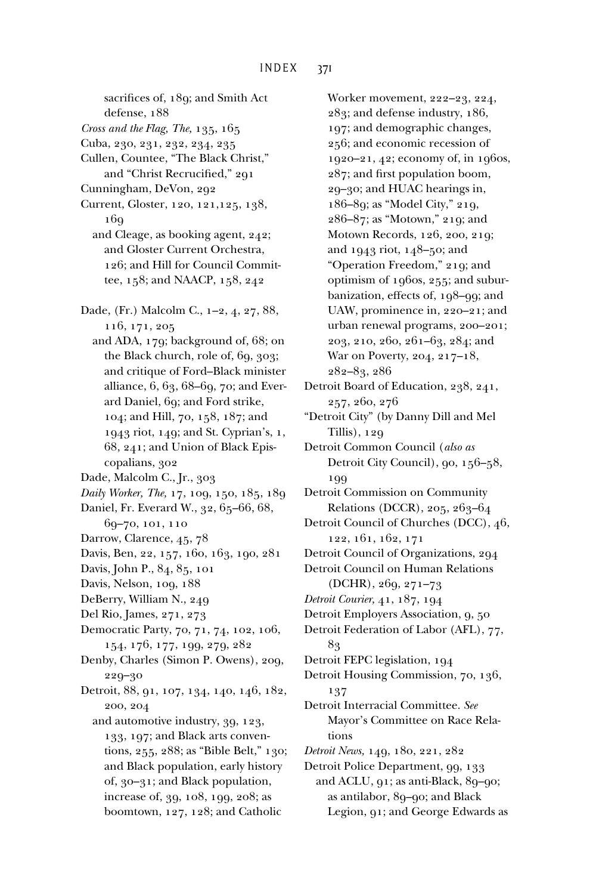sacrifices of, 189; and Smith Act defense, 188

*Cross and the Flag, The,* 135, 165

Cuba, 230, 231, 232, 234, 235

Cullen, Countee, "The Black Christ," and "Christ Recrucified," 291

Cunningham, DeVon, 292

Current, Gloster, 120, 121,125, 138, 169
  and Cleage, as booking agent, 242; and Gloster Current Orchestra, 126; and Hill for Council Committee, 158; and NAACP, 158, 242

Dade, (Fr.) Malcolm C., 1–2, 4, 27, 88, 116, 171, 205
  and ADA, 179; background of, 68; on the Black church, role of, 69, 303; and critique of Ford–Black minister alliance, 6, 63, 68–69, 70; and Everard Daniel, 69; and Ford strike, 104; and Hill, 70, 158, 187; and 1943 riot, 149; and St. Cyprian's, 1, 68, 241; and Union of Black Episcopalians, 302

Dade, Malcolm C., Jr., 303

*Daily Worker, The,* 17, 109, 150, 185, 189

Daniel, Fr. Everard W., 32, 65–66, 68, 69–70, 101, 110

Darrow, Clarence, 45, 78

Davis, Ben, 22, 157, 160, 163, 190, 281

Davis, John P., 84, 85, 101

Davis, Nelson, 109, 188

DeBerry, William N., 249

Del Rio, James, 271, 273

Democratic Party, 70, 71, 74, 102, 106, 154, 176, 177, 199, 279, 282

Denby, Charles (Simon P. Owens), 209, 229–30

Detroit, 88, 91, 107, 134, 140, 146, 182, 200, 204
  and automotive industry, 39, 123, 133, 197; and Black arts conventions, 255, 288; as "Bible Belt," 130; and Black population, early history of, 30–31; and Black population, increase of, 39, 108, 199, 208; as boomtown, 127, 128; and Catholic Worker movement, 222–23, 224, 283; and defense industry, 186, 197; and demographic changes, 256; and economic recession of 1920–21, 42; economy of, in 1960s, 287; and first population boom, 29–30; and HUAC hearings in, 186–89; as "Model City," 219, 286–87; as "Motown," 219; and Motown Records, 126, 200, 219; and 1943 riot, 148–50; and "Operation Freedom," 219; and optimism of 1960s, 255; and suburbanization, effects of, 198–99; and UAW, prominence in, 220–21; and urban renewal programs, 200–201; 203, 210, 260, 261–63, 284; and War on Poverty, 204, 217–18, 282–83, 286

Detroit Board of Education, 238, 241, 257, 260, 276

"Detroit City" (by Danny Dill and Mel Tillis), 129

Detroit Common Council (*also as* Detroit City Council), 90, 156–58, 199

Detroit Commission on Community Relations (DCCR), 205, 263–64

Detroit Council of Churches (DCC), 46, 122, 161, 162, 171

Detroit Council of Organizations, 294

Detroit Council on Human Relations (DCHR), 269, 271–73

*Detroit Courier,* 41, 187, 194

Detroit Employers Association, 9, 50

Detroit Federation of Labor (AFL), 77, 83

Detroit FEPC legislation, 194

Detroit Housing Commission, 70, 136, 137

Detroit Interracial Committee. *See* Mayor's Committee on Race Relations

*Detroit News,* 149, 180, 221, 282

Detroit Police Department, 99, 133
  and ACLU, 91; as anti-Black, 89–90; as antilabor, 89–90; and Black Legion, 91; and George Edwards as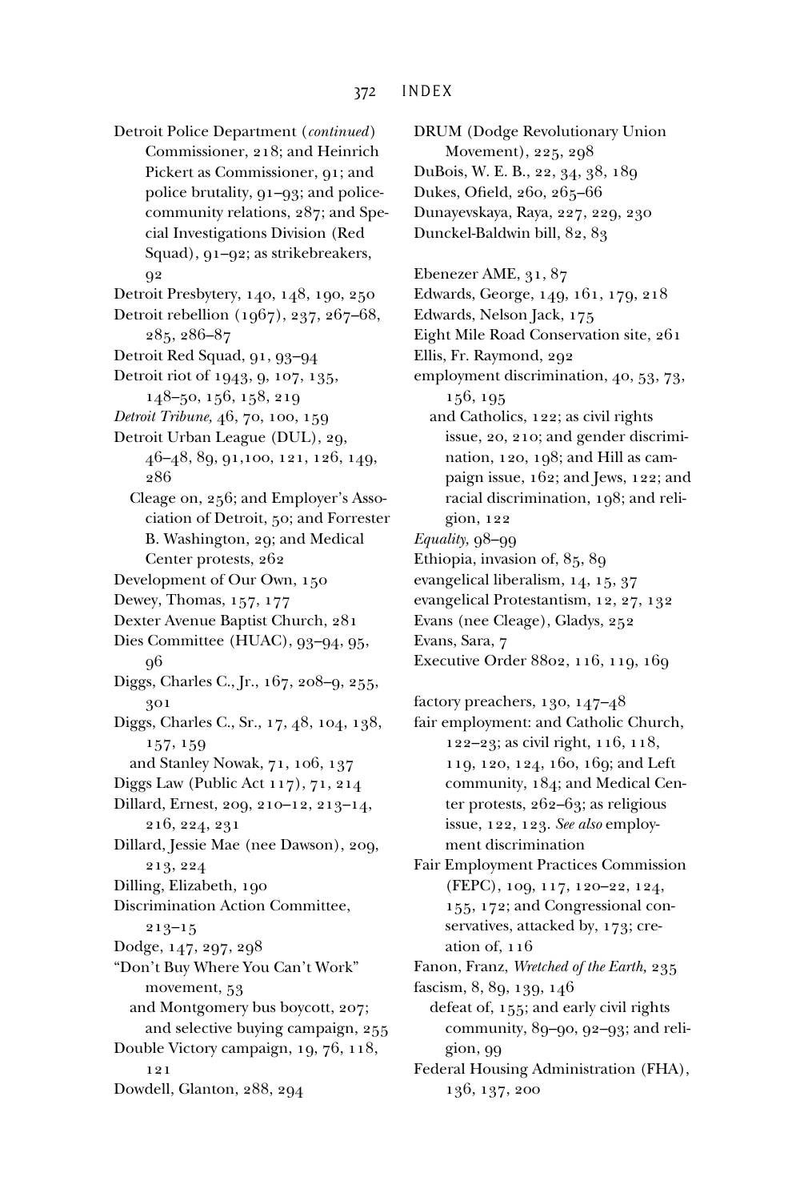Detroit Police Department (*continued*)
  Commissioner, 218; and Heinrich Pickert as Commissioner, 91; and police brutality, 91–93; and police-community relations, 287; and Special Investigations Division (Red Squad), 91–92; as strikebreakers, 92

Detroit Presbytery, 140, 148, 190, 250

Detroit rebellion (1967), 237, 267–68, 285, 286–87

Detroit Red Squad, 91, 93–94

Detroit riot of 1943, 9, 107, 135, 148–50, 156, 158, 219

*Detroit Tribune,* 46, 70, 100, 159

Detroit Urban League (DUL), 29, 46–48, 89, 91,100, 121, 126, 149, 286
  Cleage on, 256; and Employer's Association of Detroit, 50; and Forrester B. Washington, 29; and Medical Center protests, 262

Development of Our Own, 150

Dewey, Thomas, 157, 177

Dexter Avenue Baptist Church, 281

Dies Committee (HUAC), 93–94, 95, 96

Diggs, Charles C., Jr., 167, 208–9, 255, 301

Diggs, Charles C., Sr., 17, 48, 104, 138, 157, 159
  and Stanley Nowak, 71, 106, 137

Diggs Law (Public Act 117), 71, 214

Dillard, Ernest, 209, 210–12, 213–14, 216, 224, 231

Dillard, Jessie Mae (nee Dawson), 209, 213, 224

Dilling, Elizabeth, 190

Discrimination Action Committee, 213–15

Dodge, 147, 297, 298

"Don't Buy Where You Can't Work" movement, 53
  and Montgomery bus boycott, 207; and selective buying campaign, 255

Double Victory campaign, 19, 76, 118, 121

Dowdell, Glanton, 288, 294

DRUM (Dodge Revolutionary Union Movement), 225, 298

DuBois, W. E. B., 22, 34, 38, 189

Dukes, Ofield, 260, 265–66

Dunayevskaya, Raya, 227, 229, 230

Dunckel-Baldwin bill, 82, 83

Ebenezer AME, 31, 87

Edwards, George, 149, 161, 179, 218

Edwards, Nelson Jack, 175

Eight Mile Road Conservation site, 261

Ellis, Fr. Raymond, 292

employment discrimination, 40, 53, 73, 156, 195
  and Catholics, 122; as civil rights issue, 20, 210; and gender discrimination, 120, 198; and Hill as campaign issue, 162; and Jews, 122; and racial discrimination, 198; and religion, 122

*Equality,* 98–99

Ethiopia, invasion of, 85, 89

evangelical liberalism, 14, 15, 37

evangelical Protestantism, 12, 27, 132

Evans (nee Cleage), Gladys, 252

Evans, Sara, 7

Executive Order 8802, 116, 119, 169

factory preachers, 130, 147–48

fair employment: and Catholic Church, 122–23; as civil right, 116, 118, 119, 120, 124, 160, 169; and Left community, 184; and Medical Center protests, 262–63; as religious issue, 122, 123. *See also* employment discrimination

Fair Employment Practices Commission (FEPC), 109, 117, 120–22, 124, 155, 172; and Congressional conservatives, attacked by, 173; creation of, 116

Fanon, Franz, *Wretched of the Earth,* 235

fascism, 8, 89, 139, 146
  defeat of, 155; and early civil rights community, 89–90, 92–93; and religion, 99

Federal Housing Administration (FHA), 136, 137, 200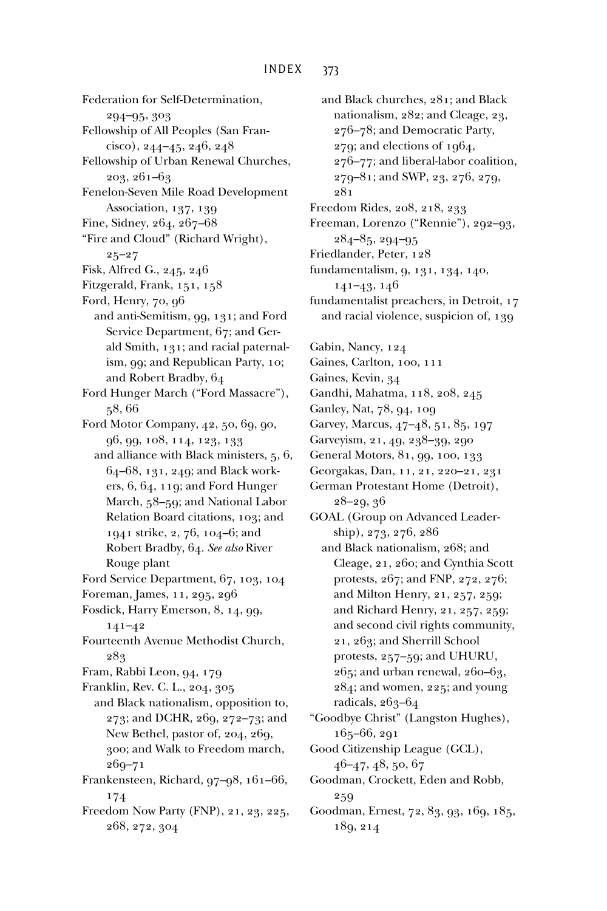Federation for Self-Determination, 294–95, 303

Fellowship of All Peoples (San Francisco), 244–45, 246, 248

Fellowship of Urban Renewal Churches, 203, 261–63

Fenelon-Seven Mile Road Development Association, 137, 139

Fine, Sidney, 264, 267–68

"Fire and Cloud" (Richard Wright), 25–27

Fisk, Alfred G., 245, 246

Fitzgerald, Frank, 151, 158

Ford, Henry, 70, 96
  and anti-Semitism, 99, 131; and Ford Service Department, 67; and Gerald Smith, 131; and racial paternalism, 99; and Republican Party, 10; and Robert Bradby, 64

Ford Hunger March ("Ford Massacre"), 58, 66

Ford Motor Company, 42, 50, 69, 90, 96, 99, 108, 114, 123, 133
  and alliance with Black ministers, 5, 6, 64–68, 131, 249; and Black workers, 6, 64, 119; and Ford Hunger March, 58–59; and National Labor Relation Board citations, 103; and 1941 strike, 2, 76, 104–6; and Robert Bradby, 64. *See also* River Rouge plant

Ford Service Department, 67, 103, 104

Foreman, James, 11, 295, 296

Fosdick, Harry Emerson, 8, 14, 99, 141–42

Fourteenth Avenue Methodist Church, 283

Fram, Rabbi Leon, 94, 179

Franklin, Rev. C. L., 204, 305
  and Black nationalism, opposition to, 273; and DCHR, 269, 272–73; and New Bethel, pastor of, 204, 269, 300; and Walk to Freedom march, 269–71

Frankensteen, Richard, 97–98, 161–66, 174

Freedom Now Party (FNP), 21, 23, 225, 268, 272, 304
  and Black churches, 281; and Black nationalism, 282; and Cleage, 23, 276–78; and Democratic Party, 279; and elections of 1964, 276–77; and liberal-labor coalition, 279–81; and SWP, 23, 276, 279, 281

Freedom Rides, 208, 218, 233

Freeman, Lorenzo ("Rennie"), 292–93, 284–85, 294–95

Friedlander, Peter, 128

fundamentalism, 9, 131, 134, 140, 141–43, 146

fundamentalist preachers, in Detroit, 17
  and racial violence, suspicion of, 139

Gabin, Nancy, 124

Gaines, Carlton, 100, 111

Gaines, Kevin, 34

Gandhi, Mahatma, 118, 208, 245

Ganley, Nat, 78, 94, 109

Garvey, Marcus, 47–48, 51, 85, 197

Garveyism, 21, 49, 238–39, 290

General Motors, 81, 99, 100, 133

Georgakas, Dan, 11, 21, 220–21, 231

German Protestant Home (Detroit), 28–29, 36

GOAL (Group on Advanced Leadership), 273, 276, 286
  and Black nationalism, 268; and Cleage, 21, 260; and Cynthia Scott protests, 267; and FNP, 272, 276; and Milton Henry, 21, 257, 259; and Richard Henry, 21, 257, 259; and second civil rights community, 21, 263; and Sherrill School protests, 257–59; and UHURU, 265; and urban renewal, 260–63, 284; and women, 225; and young radicals, 263–64

"Goodbye Christ" (Langston Hughes), 165–66, 291

Good Citizenship League (GCL), 46–47, 48, 50, 67

Goodman, Crockett, Eden and Robb, 259

Goodman, Ernest, 72, 83, 93, 169, 185, 189, 214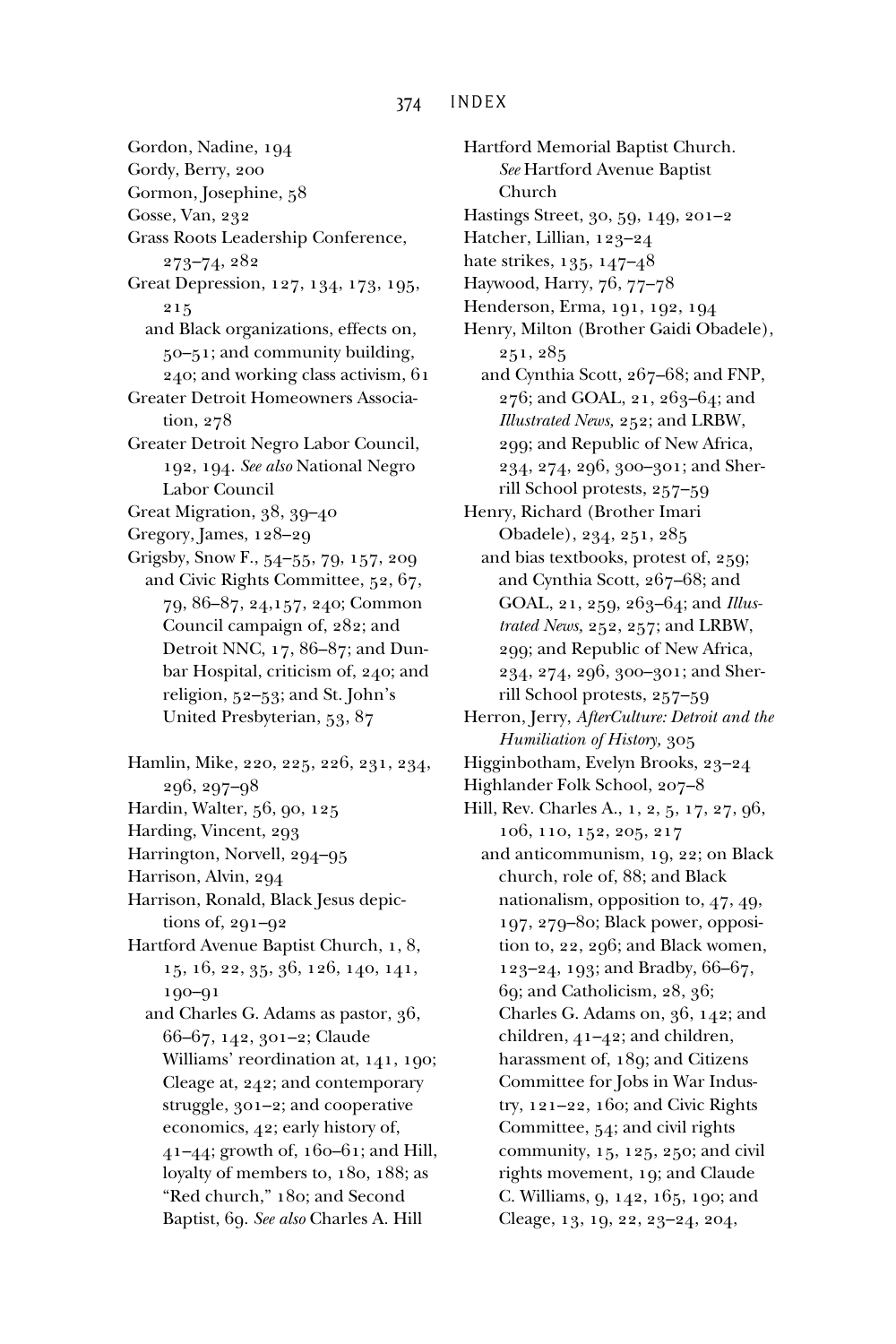Gordon, Nadine, 194
Gordy, Berry, 200
Gormon, Josephine, 58
Gosse, Van, 232
Grass Roots Leadership Conference, 273–74, 282
Great Depression, 127, 134, 173, 195, 215
  and Black organizations, effects on, 50–51; and community building, 240; and working class activism, 61
Greater Detroit Homeowners Association, 278
Greater Detroit Negro Labor Council, 192, 194. *See also* National Negro Labor Council
Great Migration, 38, 39–40
Gregory, James, 128–29
Grigsby, Snow F., 54–55, 79, 157, 209
  and Civic Rights Committee, 52, 67, 79, 86–87, 24,157, 240; Common Council campaign of, 282; and Detroit NNC, 17, 86–87; and Dunbar Hospital, criticism of, 240; and religion, 52–53; and St. John's United Presbyterian, 53, 87

Hamlin, Mike, 220, 225, 226, 231, 234, 296, 297–98
Hardin, Walter, 56, 90, 125
Harding, Vincent, 293
Harrington, Norvell, 294–95
Harrison, Alvin, 294
Harrison, Ronald, Black Jesus depictions of, 291–92
Hartford Avenue Baptist Church, 1, 8, 15, 16, 22, 35, 36, 126, 140, 141, 190–91
  and Charles G. Adams as pastor, 36, 66–67, 142, 301–2; Claude Williams' reordination at, 141, 190; Cleage at, 242; and contemporary struggle, 301–2; and cooperative economics, 42; early history of, 41–44; growth of, 160–61; and Hill, loyalty of members to, 180, 188; as "Red church," 180; and Second Baptist, 69. *See also* Charles A. Hill
Hartford Memorial Baptist Church. *See* Hartford Avenue Baptist Church
Hastings Street, 30, 59, 149, 201–2
Hatcher, Lillian, 123–24
hate strikes, 135, 147–48
Haywood, Harry, 76, 77–78
Henderson, Erma, 191, 192, 194
Henry, Milton (Brother Gaidi Obadele), 251, 285
  and Cynthia Scott, 267–68; and FNP, 276; and GOAL, 21, 263–64; and *Illustrated News,* 252; and LRBW, 299; and Republic of New Africa, 234, 274, 296, 300–301; and Sherrill School protests, 257–59
Henry, Richard (Brother Imari Obadele), 234, 251, 285
  and bias textbooks, protest of, 259; and Cynthia Scott, 267–68; and GOAL, 21, 259, 263–64; and *Illustrated News,* 252, 257; and LRBW, 299; and Republic of New Africa, 234, 274, 296, 300–301; and Sherrill School protests, 257–59
Herron, Jerry, *AfterCulture: Detroit and the Humiliation of History,* 305
Higginbotham, Evelyn Brooks, 23–24
Highlander Folk School, 207–8
Hill, Rev. Charles A., 1, 2, 5, 17, 27, 96, 106, 110, 152, 205, 217
  and anticommunism, 19, 22; on Black church, role of, 88; and Black nationalism, opposition to, 47, 49, 197, 279–80; Black power, opposition to, 22, 296; and Black women, 123–24, 193; and Bradby, 66–67, 69; and Catholicism, 28, 36; Charles G. Adams on, 36, 142; and children, 41–42; and children, harassment of, 189; and Citizens Committee for Jobs in War Industry, 121–22, 160; and Civic Rights Committee, 54; and civil rights community, 15, 125, 250; and civil rights movement, 19; and Claude C. Williams, 9, 142, 165, 190; and Cleage, 13, 19, 22, 23–24, 204,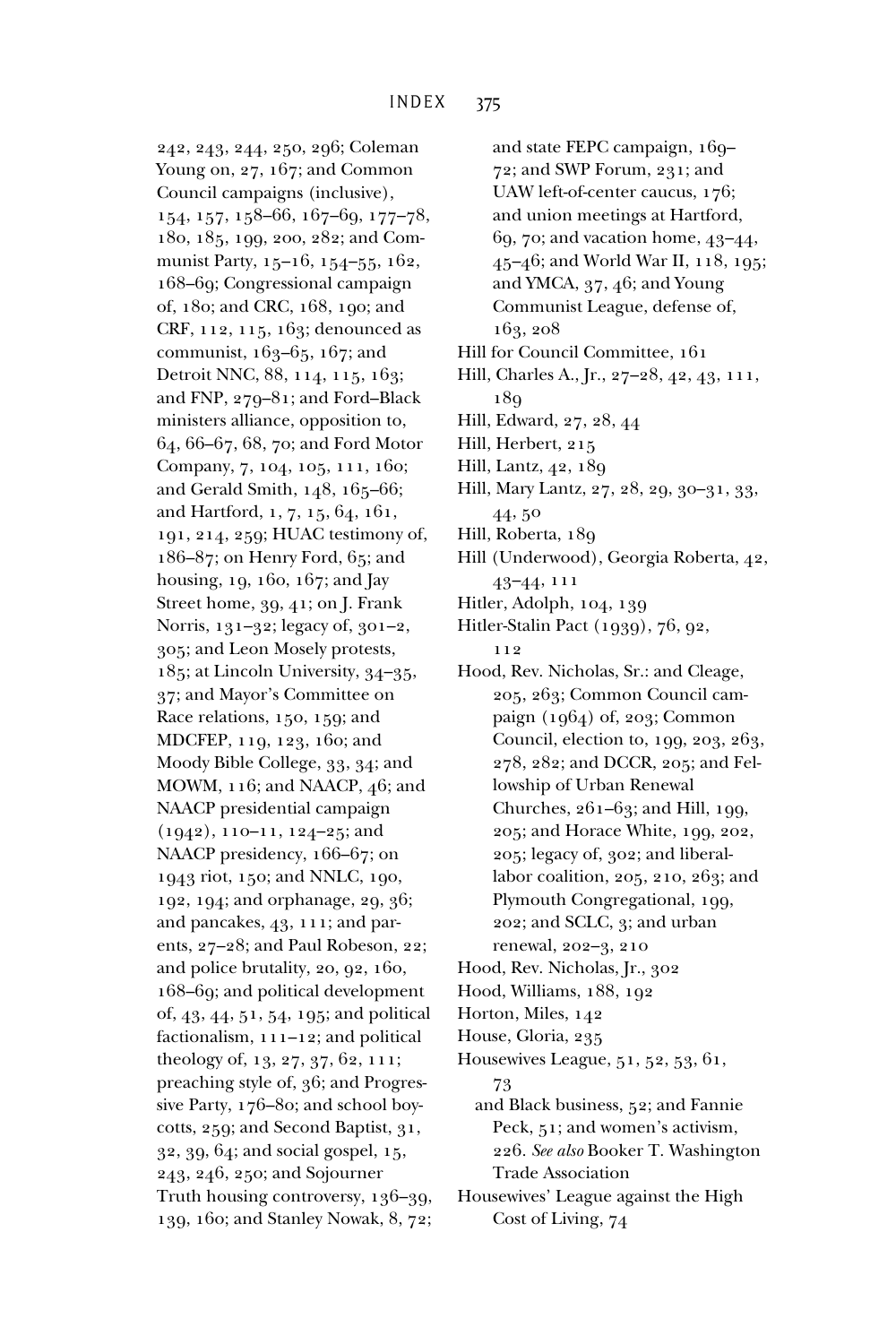242, 243, 244, 250, 296; Coleman Young on, 27, 167; and Common Council campaigns (inclusive), 154, 157, 158–66, 167–69, 177–78, 180, 185, 199, 200, 282; and Communist Party, 15–16, 154–55, 162, 168–69; Congressional campaign of, 180; and CRC, 168, 190; and CRF, 112, 115, 163; denounced as communist, 163–65, 167; and Detroit NNC, 88, 114, 115, 163; and FNP, 279–81; and Ford–Black ministers alliance, opposition to, 64, 66–67, 68, 70; and Ford Motor Company, 7, 104, 105, 111, 160; and Gerald Smith, 148, 165–66; and Hartford, 1, 7, 15, 64, 161, 191, 214, 259; HUAC testimony of, 186–87; on Henry Ford, 65; and housing, 19, 160, 167; and Jay Street home, 39, 41; on J. Frank Norris, 131–32; legacy of, 301–2, 305; and Leon Mosely protests, 185; at Lincoln University, 34–35, 37; and Mayor's Committee on Race relations, 150, 159; and MDCFEP, 119, 123, 160; and Moody Bible College, 33, 34; and MOWM, 116; and NAACP, 46; and NAACP presidential campaign (1942), 110–11, 124–25; and NAACP presidency, 166–67; on 1943 riot, 150; and NNLC, 190, 192, 194; and orphanage, 29, 36; and pancakes, 43, 111; and parents, 27–28; and Paul Robeson, 22; and police brutality, 20, 92, 160, 168–69; and political development of, 43, 44, 51, 54, 195; and political factionalism, 111–12; and political theology of, 13, 27, 37, 62, 111; preaching style of, 36; and Progressive Party, 176–80; and school boycotts, 259; and Second Baptist, 31, 32, 39, 64; and social gospel, 15, 243, 246, 250; and Sojourner Truth housing controversy, 136–39, 139, 160; and Stanley Nowak, 8, 72; and state FEPC campaign, 169–72; and SWP Forum, 231; and UAW left-of-center caucus, 176; and union meetings at Hartford, 69, 70; and vacation home, 43–44, 45–46; and World War II, 118, 195; and YMCA, 37, 46; and Young Communist League, defense of, 163, 208

Hill for Council Committee, 161

Hill, Charles A., Jr., 27–28, 42, 43, 111, 189

Hill, Edward, 27, 28, 44

Hill, Herbert, 215

Hill, Lantz, 42, 189

Hill, Mary Lantz, 27, 28, 29, 30–31, 33, 44, 50

Hill, Roberta, 189

Hill (Underwood), Georgia Roberta, 42, 43–44, 111

Hitler, Adolph, 104, 139

Hitler-Stalin Pact (1939), 76, 92, 112

Hood, Rev. Nicholas, Sr.: and Cleage, 205, 263; Common Council campaign (1964) of, 203; Common Council, election to, 199, 203, 263, 278, 282; and DCCR, 205; and Fellowship of Urban Renewal Churches, 261–63; and Hill, 199, 205; and Horace White, 199, 202, 205; legacy of, 302; and liberal-labor coalition, 205, 210, 263; and Plymouth Congregational, 199, 202; and SCLC, 3; and urban renewal, 202–3, 210

Hood, Rev. Nicholas, Jr., 302

Hood, Williams, 188, 192

Horton, Miles, 142

House, Gloria, 235

Housewives League, 51, 52, 53, 61, 73
  and Black business, 52; and Fannie Peck, 51; and women's activism, 226. *See also* Booker T. Washington Trade Association

Housewives' League against the High Cost of Living, 74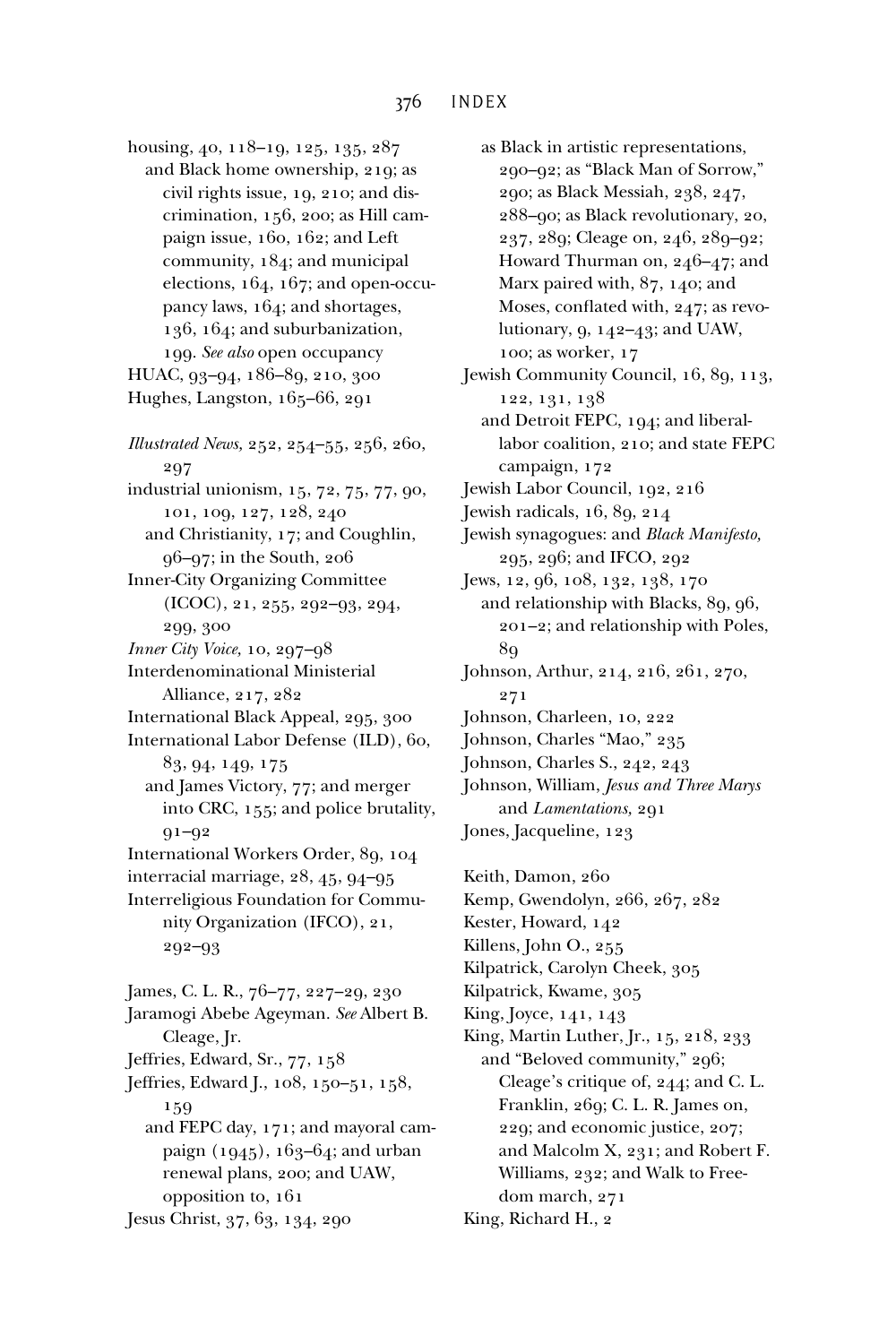housing, 40, 118–19, 125, 135, 287
  and Black home ownership, 219; as civil rights issue, 19, 210; and discrimination, 156, 200; as Hill campaign issue, 160, 162; and Left community, 184; and municipal elections, 164, 167; and open-occupancy laws, 164; and shortages, 136, 164; and suburbanization, 199. *See also* open occupancy

HUAC, 93–94, 186–89, 210, 300

Hughes, Langston, 165–66, 291

*Illustrated News,* 252, 254–55, 256, 260, 297

industrial unionism, 15, 72, 75, 77, 90, 101, 109, 127, 128, 240
  and Christianity, 17; and Coughlin, 96–97; in the South, 206

Inner-City Organizing Committee (ICOC), 21, 255, 292–93, 294, 299, 300

*Inner City Voice,* 10, 297–98

Interdenominational Ministerial Alliance, 217, 282

International Black Appeal, 295, 300

International Labor Defense (ILD), 60, 83, 94, 149, 175
  and James Victory, 77; and merger into CRC, 155; and police brutality, 91–92

International Workers Order, 89, 104

interracial marriage, 28, 45, 94–95

Interreligious Foundation for Community Organization (IFCO), 21, 292–93

James, C. L. R., 76–77, 227–29, 230

Jaramogi Abebe Ageyman. *See* Albert B. Cleage, Jr.

Jeffries, Edward, Sr., 77, 158

Jeffries, Edward J., 108, 150–51, 158, 159
  and FEPC day, 171; and mayoral campaign (1945), 163–64; and urban renewal plans, 200; and UAW, opposition to, 161

Jesus Christ, 37, 63, 134, 290
  as Black in artistic representations, 290–92; as "Black Man of Sorrow," 290; as Black Messiah, 238, 247, 288–90; as Black revolutionary, 20, 237, 289; Cleage on, 246, 289–92; Howard Thurman on, 246–47; and Marx paired with, 87, 140; and Moses, conflated with, 247; as revolutionary, 9, 142–43; and UAW, 100; as worker, 17

Jewish Community Council, 16, 89, 113, 122, 131, 138
  and Detroit FEPC, 194; and liberal-labor coalition, 210; and state FEPC campaign, 172

Jewish Labor Council, 192, 216

Jewish radicals, 16, 89, 214

Jewish synagogues: and *Black Manifesto,* 295, 296; and IFCO, 292

Jews, 12, 96, 108, 132, 138, 170
  and relationship with Blacks, 89, 96, 201–2; and relationship with Poles, 89

Johnson, Arthur, 214, 216, 261, 270, 271

Johnson, Charleen, 10, 222

Johnson, Charles "Mao," 235

Johnson, Charles S., 242, 243

Johnson, William, *Jesus and Three Marys* and *Lamentations,* 291

Jones, Jacqueline, 123

Keith, Damon, 260

Kemp, Gwendolyn, 266, 267, 282

Kester, Howard, 142

Killens, John O., 255

Kilpatrick, Carolyn Cheek, 305

Kilpatrick, Kwame, 305

King, Joyce, 141, 143

King, Martin Luther, Jr., 15, 218, 233
  and "Beloved community," 296; Cleage's critique of, 244; and C. L. Franklin, 269; C. L. R. James on, 229; and economic justice, 207; and Malcolm X, 231; and Robert F. Williams, 232; and Walk to Freedom march, 271

King, Richard H., 2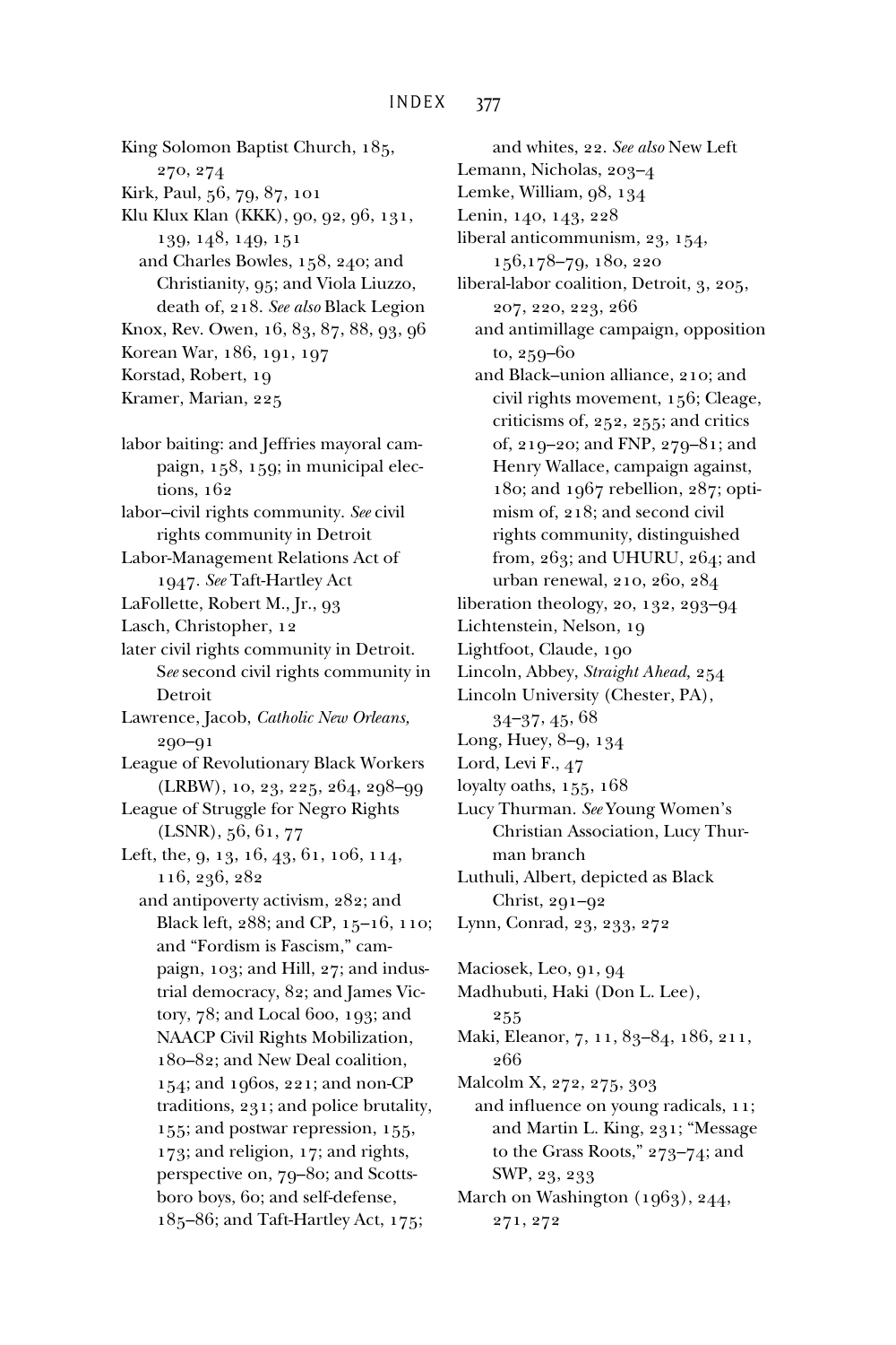King Solomon Baptist Church, 185, 270, 274

Kirk, Paul, 56, 79, 87, 101

Klu Klux Klan (KKK), 90, 92, 96, 131, 139, 148, 149, 151
  and Charles Bowles, 158, 240; and Christianity, 95; and Viola Liuzzo, death of, 218. *See also* Black Legion

Knox, Rev. Owen, 16, 83, 87, 88, 93, 96

Korean War, 186, 191, 197

Korstad, Robert, 19

Kramer, Marian, 225

labor baiting: and Jeffries mayoral campaign, 158, 159; in municipal elections, 162

labor–civil rights community. *See* civil rights community in Detroit

Labor-Management Relations Act of 1947. *See* Taft-Hartley Act

LaFollette, Robert M., Jr., 93

Lasch, Christopher, 12

later civil rights community in Detroit. S*ee* second civil rights community in Detroit

Lawrence, Jacob, *Catholic New Orleans,* 290–91

League of Revolutionary Black Workers (LRBW), 10, 23, 225, 264, 298–99

League of Struggle for Negro Rights (LSNR), 56, 61, 77

Left, the, 9, 13, 16, 43, 61, 106, 114, 116, 236, 282
  and antipoverty activism, 282; and Black left, 288; and CP, 15–16, 110; and "Fordism is Fascism," campaign, 103; and Hill, 27; and industrial democracy, 82; and James Victory, 78; and Local 600, 193; and NAACP Civil Rights Mobilization, 180–82; and New Deal coalition, 154; and 1960s, 221; and non-CP traditions, 231; and police brutality, 155; and postwar repression, 155, 173; and religion, 17; and rights, perspective on, 79–80; and Scottsboro boys, 60; and self-defense, 185–86; and Taft-Hartley Act, 175; and whites, 22. *See also* New Left

Lemann, Nicholas, 203–4

Lemke, William, 98, 134

Lenin, 140, 143, 228

liberal anticommunism, 23, 154, 156,178–79, 180, 220

liberal-labor coalition, Detroit, 3, 205, 207, 220, 223, 266
  and antimillage campaign, opposition to, 259–60
  and Black–union alliance, 210; and civil rights movement, 156; Cleage, criticisms of, 252, 255; and critics of, 219–20; and FNP, 279–81; and Henry Wallace, campaign against, 180; and 1967 rebellion, 287; optimism of, 218; and second civil rights community, distinguished from, 263; and UHURU, 264; and urban renewal, 210, 260, 284

liberation theology, 20, 132, 293–94

Lichtenstein, Nelson, 19

Lightfoot, Claude, 190

Lincoln, Abbey, *Straight Ahead,* 254

Lincoln University (Chester, PA), 34–37, 45, 68

Long, Huey, 8–9, 134

Lord, Levi F., 47

loyalty oaths, 155, 168

Lucy Thurman. *See* Young Women's Christian Association, Lucy Thurman branch

Luthuli, Albert, depicted as Black Christ, 291–92

Lynn, Conrad, 23, 233, 272

Maciosek, Leo, 91, 94

Madhubuti, Haki (Don L. Lee), 255

Maki, Eleanor, 7, 11, 83–84, 186, 211, 266

Malcolm X, 272, 275, 303
  and influence on young radicals, 11; and Martin L. King, 231; "Message to the Grass Roots," 273–74; and SWP, 23, 233

March on Washington (1963), 244, 271, 272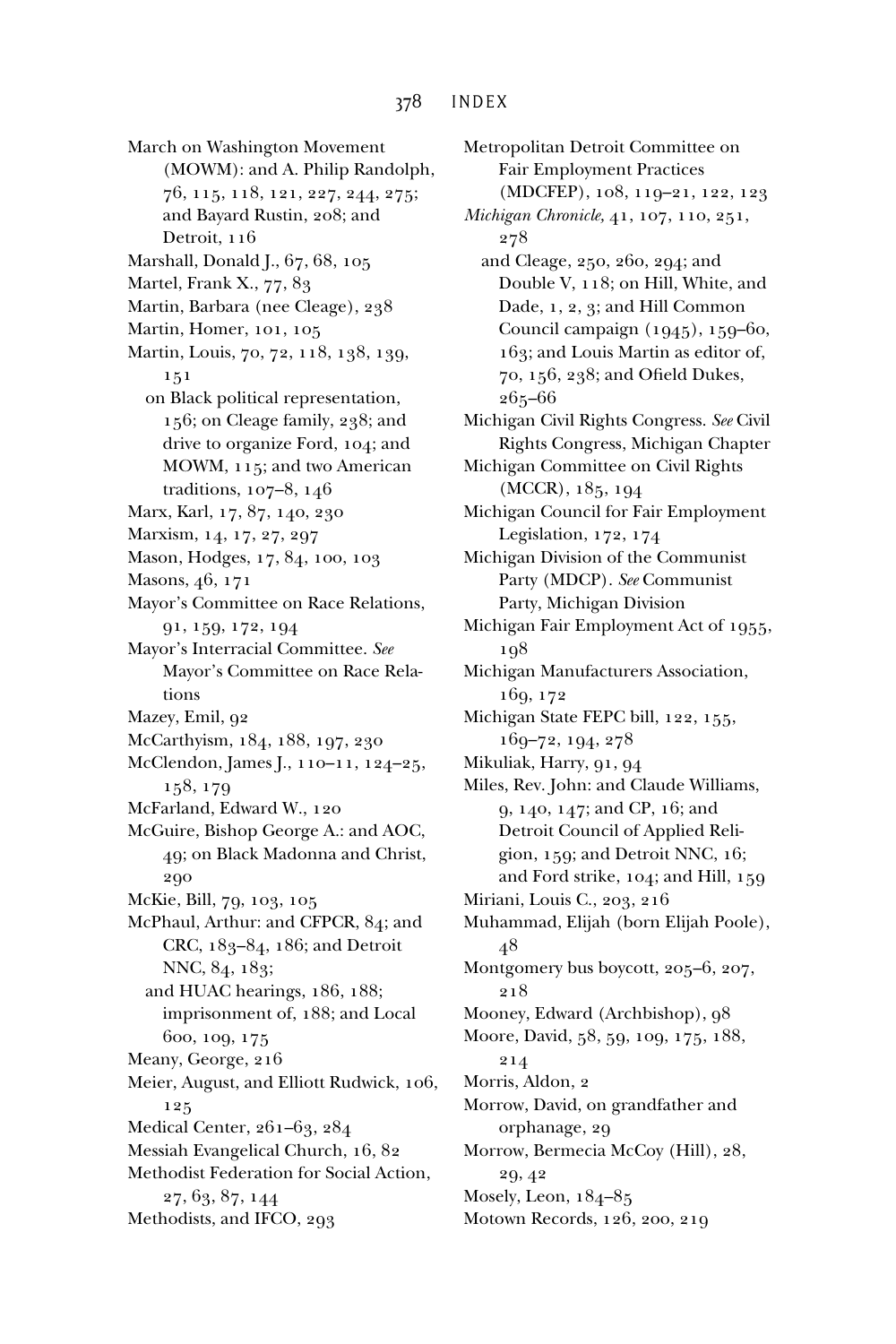March on Washington Movement (MOWM): and A. Philip Randolph, 76, 115, 118, 121, 227, 244, 275; and Bayard Rustin, 208; and Detroit, 116

Marshall, Donald J., 67, 68, 105

Martel, Frank X., 77, 83

Martin, Barbara (nee Cleage), 238

Martin, Homer, 101, 105

Martin, Louis, 70, 72, 118, 138, 139, 151
  on Black political representation, 156; on Cleage family, 238; and drive to organize Ford, 104; and MOWM, 115; and two American traditions, 107–8, 146

Marx, Karl, 17, 87, 140, 230

Marxism, 14, 17, 27, 297

Mason, Hodges, 17, 84, 100, 103

Masons, 46, 171

Mayor's Committee on Race Relations, 91, 159, 172, 194

Mayor's Interracial Committee. *See* Mayor's Committee on Race Relations

Mazey, Emil, 92

McCarthyism, 184, 188, 197, 230

McClendon, James J., 110–11, 124–25, 158, 179

McFarland, Edward W., 120

McGuire, Bishop George A.: and AOC, 49; on Black Madonna and Christ, 290

McKie, Bill, 79, 103, 105

McPhaul, Arthur: and CFPCR, 84; and CRC, 183–84, 186; and Detroit NNC, 84, 183;
  and HUAC hearings, 186, 188; imprisonment of, 188; and Local 600, 109, 175

Meany, George, 216

Meier, August, and Elliott Rudwick, 106, 125

Medical Center, 261–63, 284

Messiah Evangelical Church, 16, 82

Methodist Federation for Social Action, 27, 63, 87, 144

Methodists, and IFCO, 293

Metropolitan Detroit Committee on Fair Employment Practices (MDCFEP), 108, 119–21, 122, 123

*Michigan Chronicle*, 41, 107, 110, 251, 278
  and Cleage, 250, 260, 294; and Double V, 118; on Hill, White, and Dade, 1, 2, 3; and Hill Common Council campaign (1945), 159–60, 163; and Louis Martin as editor of, 70, 156, 238; and Ofield Dukes, 265–66

Michigan Civil Rights Congress. *See* Civil Rights Congress, Michigan Chapter

Michigan Committee on Civil Rights (MCCR), 185, 194

Michigan Council for Fair Employment Legislation, 172, 174

Michigan Division of the Communist Party (MDCP). *See* Communist Party, Michigan Division

Michigan Fair Employment Act of 1955, 198

Michigan Manufacturers Association, 169, 172

Michigan State FEPC bill, 122, 155, 169–72, 194, 278

Mikuliak, Harry, 91, 94

Miles, Rev. John: and Claude Williams, 9, 140, 147; and CP, 16; and Detroit Council of Applied Religion, 159; and Detroit NNC, 16; and Ford strike, 104; and Hill, 159

Miriani, Louis C., 203, 216

Muhammad, Elijah (born Elijah Poole), 48

Montgomery bus boycott, 205–6, 207, 218

Mooney, Edward (Archbishop), 98

Moore, David, 58, 59, 109, 175, 188, 214

Morris, Aldon, 2

Morrow, David, on grandfather and orphanage, 29

Morrow, Bermecia McCoy (Hill), 28, 29, 42

Mosely, Leon, 184–85

Motown Records, 126, 200, 219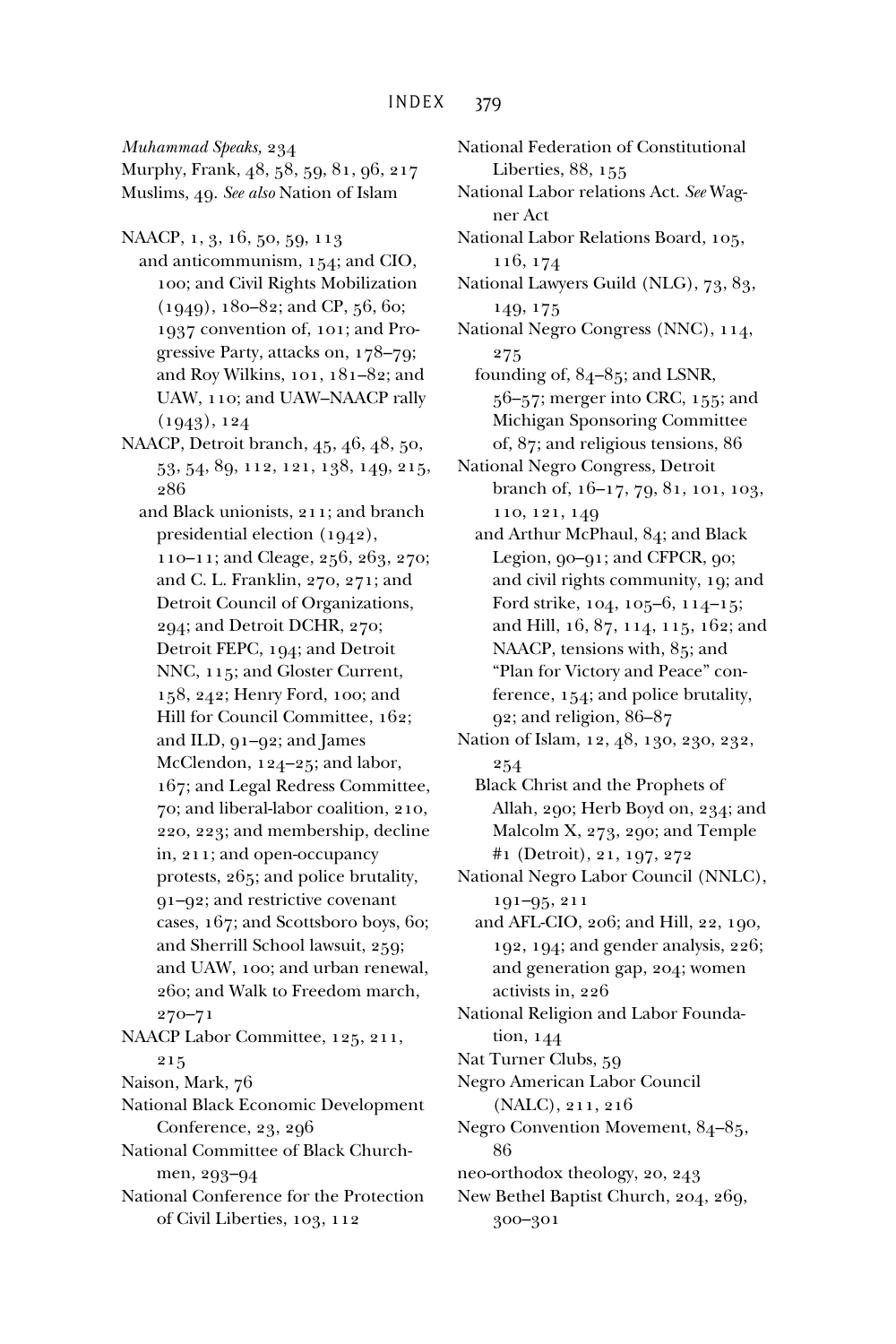*Muhammad Speaks,* 234
Murphy, Frank, 48, 58, 59, 81, 96, 217
Muslims, 49. *See also* Nation of Islam

NAACP, 1, 3, 16, 50, 59, 113
   and anticommunism, 154; and CIO, 100; and Civil Rights Mobilization (1949), 180–82; and CP, 56, 60; 1937 convention of, 101; and Progressive Party, attacks on, 178–79; and Roy Wilkins, 101, 181–82; and UAW, 110; and UAW–NAACP rally (1943), 124
NAACP, Detroit branch, 45, 46, 48, 50, 53, 54, 89, 112, 121, 138, 149, 215, 286
   and Black unionists, 211; and branch presidential election (1942), 110–11; and Cleage, 256, 263, 270; and C. L. Franklin, 270, 271; and Detroit Council of Organizations, 294; and Detroit DCHR, 270; Detroit FEPC, 194; and Detroit NNC, 115; and Gloster Current, 158, 242; Henry Ford, 100; and Hill for Council Committee, 162; and ILD, 91–92; and James McClendon, 124–25; and labor, 167; and Legal Redress Committee, 70; and liberal-labor coalition, 210, 220, 223; and membership, decline in, 211; and open-occupancy protests, 265; and police brutality, 91–92; and restrictive covenant cases, 167; and Scottsboro boys, 60; and Sherrill School lawsuit, 259; and UAW, 100; and urban renewal, 260; and Walk to Freedom march, 270–71
NAACP Labor Committee, 125, 211, 215
Naison, Mark, 76
National Black Economic Development Conference, 23, 296
National Committee of Black Churchmen, 293–94
National Conference for the Protection of Civil Liberties, 103, 112
National Federation of Constitutional Liberties, 88, 155
National Labor relations Act. *See* Wagner Act
National Labor Relations Board, 105, 116, 174
National Lawyers Guild (NLG), 73, 83, 149, 175
National Negro Congress (NNC), 114, 275
   founding of, 84–85; and LSNR, 56–57; merger into CRC, 155; and Michigan Sponsoring Committee of, 87; and religious tensions, 86
National Negro Congress, Detroit branch of, 16–17, 79, 81, 101, 103, 110, 121, 149
   and Arthur McPhaul, 84; and Black Legion, 90–91; and CFPCR, 90; and civil rights community, 19; and Ford strike, 104, 105–6, 114–15; and Hill, 16, 87, 114, 115, 162; and NAACP, tensions with, 85; and "Plan for Victory and Peace" conference, 154; and police brutality, 92; and religion, 86–87
Nation of Islam, 12, 48, 130, 230, 232, 254
   Black Christ and the Prophets of Allah, 290; Herb Boyd on, 234; and Malcolm X, 273, 290; and Temple #1 (Detroit), 21, 197, 272
National Negro Labor Council (NNLC), 191–95, 211
   and AFL-CIO, 206; and Hill, 22, 190, 192, 194; and gender analysis, 226; and generation gap, 204; women activists in, 226
National Religion and Labor Foundation, 144
Nat Turner Clubs, 59
Negro American Labor Council (NALC), 211, 216
Negro Convention Movement, 84–85, 86
neo-orthodox theology, 20, 243
New Bethel Baptist Church, 204, 269, 300–301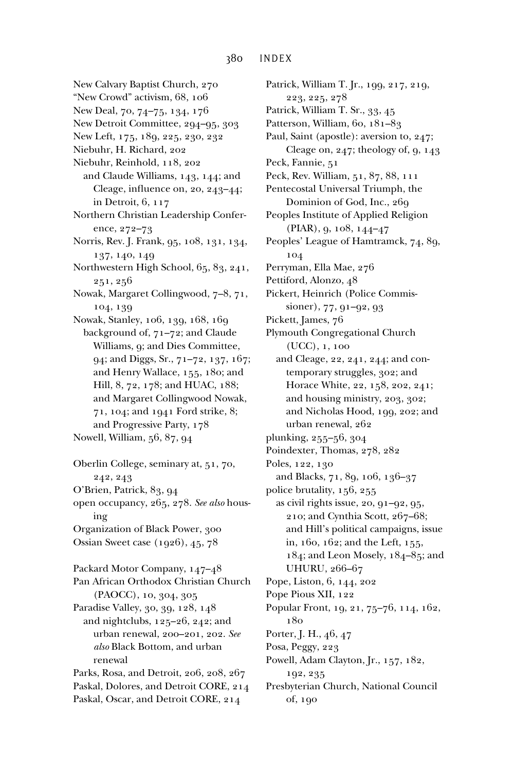New Calvary Baptist Church, 270
"New Crowd" activism, 68, 106
New Deal, 70, 74–75, 134, 176
New Detroit Committee, 294–95, 303
New Left, 175, 189, 225, 230, 232
Niebuhr, H. Richard, 202
Niebuhr, Reinhold, 118, 202
  and Claude Williams, 143, 144; and Cleage, influence on, 20, 243–44; in Detroit, 6, 117
Northern Christian Leadership Conference, 272–73
Norris, Rev. J. Frank, 95, 108, 131, 134, 137, 140, 149
Northwestern High School, 65, 83, 241, 251, 256
Nowak, Margaret Collingwood, 7–8, 71, 104, 139
Nowak, Stanley, 106, 139, 168, 169
  background of, 71–72; and Claude Williams, 9; and Dies Committee, 94; and Diggs, Sr., 71–72, 137, 167; and Henry Wallace, 155, 180; and Hill, 8, 72, 178; and HUAC, 188; and Margaret Collingwood Nowak, 71, 104; and 1941 Ford strike, 8; and Progressive Party, 178
Nowell, William, 56, 87, 94

Oberlin College, seminary at, 51, 70, 242, 243
O'Brien, Patrick, 83, 94
open occupancy, 265, 278. *See also* housing
Organization of Black Power, 300
Ossian Sweet case (1926), 45, 78

Packard Motor Company, 147–48
Pan African Orthodox Christian Church (PAOCC), 10, 304, 305
Paradise Valley, 30, 39, 128, 148
  and nightclubs, 125–26, 242; and urban renewal, 200–201, 202. *See also* Black Bottom, and urban renewal
Parks, Rosa, and Detroit, 206, 208, 267
Paskal, Dolores, and Detroit CORE, 214
Paskal, Oscar, and Detroit CORE, 214
Patrick, William T. Jr., 199, 217, 219, 223, 225, 278
Patrick, William T. Sr., 33, 45
Patterson, William, 60, 181–83
Paul, Saint (apostle): aversion to, 247; Cleage on, 247; theology of, 9, 143
Peck, Fannie, 51
Peck, Rev. William, 51, 87, 88, 111
Pentecostal Universal Triumph, the Dominion of God, Inc., 269
Peoples Institute of Applied Religion (PIAR), 9, 108, 144–47
Peoples' League of Hamtramck, 74, 89, 104
Perryman, Ella Mae, 276
Pettiford, Alonzo, 48
Pickert, Heinrich (Police Commissioner), 77, 91–92, 93
Pickett, James, 76
Plymouth Congregational Church (UCC), 1, 100
  and Cleage, 22, 241, 244; and contemporary struggles, 302; and Horace White, 22, 158, 202, 241; and housing ministry, 203, 302; and Nicholas Hood, 199, 202; and urban renewal, 262
plunking, 255–56, 304
Poindexter, Thomas, 278, 282
Poles, 122, 130
  and Blacks, 71, 89, 106, 136–37
police brutality, 156, 255
  as civil rights issue, 20, 91–92, 95, 210; and Cynthia Scott, 267–68; and Hill's political campaigns, issue in, 160, 162; and the Left, 155, 184; and Leon Mosely, 184–85; and UHURU, 266–67
Pope, Liston, 6, 144, 202
Pope Pius XII, 122
Popular Front, 19, 21, 75–76, 114, 162, 180
Porter, J. H., 46, 47
Posa, Peggy, 223
Powell, Adam Clayton, Jr., 157, 182, 192, 235
Presbyterian Church, National Council of, 190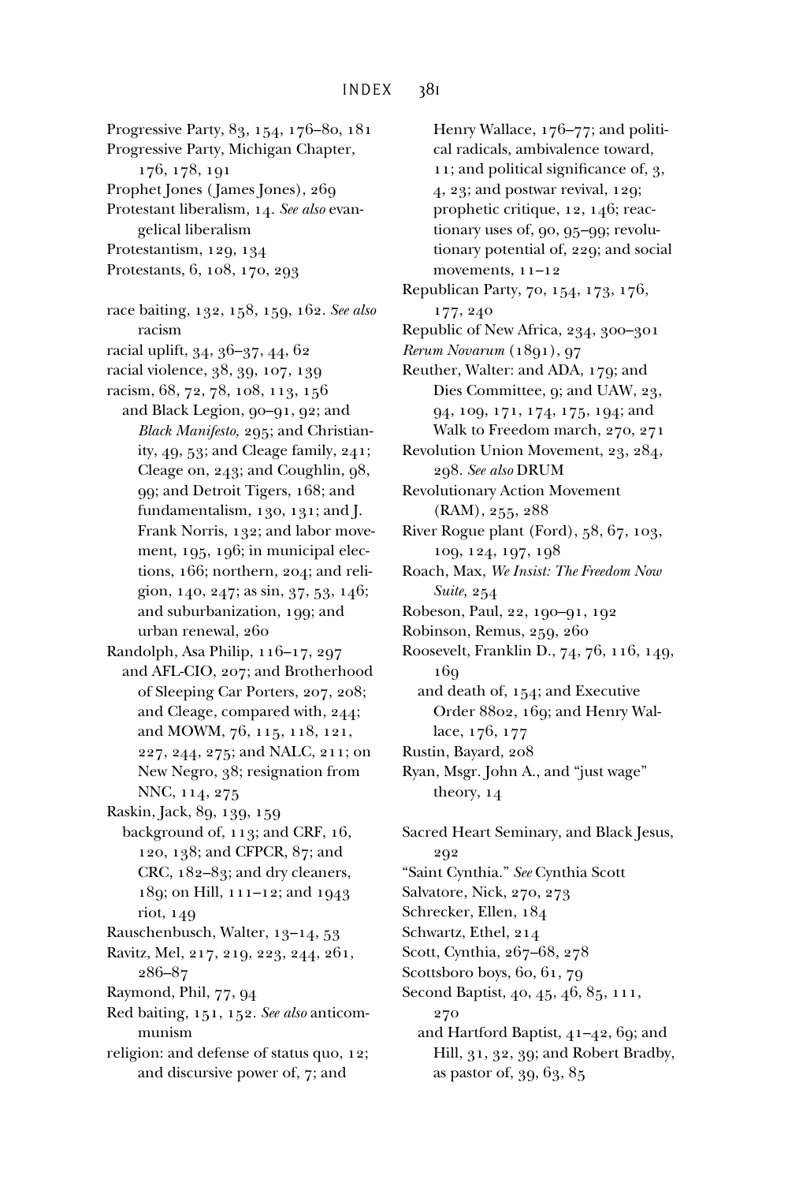Progressive Party, 83, 154, 176–80, 181
Progressive Party, Michigan Chapter, 176, 178, 191
Prophet Jones (James Jones), 269
Protestant liberalism, 14. *See also* evangelical liberalism
Protestantism, 129, 134
Protestants, 6, 108, 170, 293

race baiting, 132, 158, 159, 162. *See also* racism
racial uplift, 34, 36–37, 44, 62
racial violence, 38, 39, 107, 139
racism, 68, 72, 78, 108, 113, 156
  and Black Legion, 90–91, 92; and *Black Manifesto,* 295; and Christianity, 49, 53; and Cleage family, 241; Cleage on, 243; and Coughlin, 98, 99; and Detroit Tigers, 168; and fundamentalism, 130, 131; and J. Frank Norris, 132; and labor movement, 195, 196; in municipal elections, 166; northern, 204; and religion, 140, 247; as sin, 37, 53, 146; and suburbanization, 199; and urban renewal, 260
Randolph, Asa Philip, 116–17, 297
  and AFL-CIO, 207; and Brotherhood of Sleeping Car Porters, 207, 208; and Cleage, compared with, 244; and MOWM, 76, 115, 118, 121, 227, 244, 275; and NALC, 211; on New Negro, 38; resignation from NNC, 114, 275
Raskin, Jack, 89, 139, 159
  background of, 113; and CRF, 16, 120, 138; and CFPCR, 87; and CRC, 182–83; and dry cleaners, 189; on Hill, 111–12; and 1943 riot, 149
Rauschenbusch, Walter, 13–14, 53
Ravitz, Mel, 217, 219, 223, 244, 261, 286–87
Raymond, Phil, 77, 94
Red baiting, 151, 152. *See also* anticommunism
religion: and defense of status quo, 12; and discursive power of, 7; and Henry Wallace, 176–77; and political radicals, ambivalence toward, 11; and political significance of, 3, 4, 23; and postwar revival, 129; prophetic critique, 12, 146; reactionary uses of, 90, 95–99; revolutionary potential of, 229; and social movements, 11–12
Republican Party, 70, 154, 173, 176, 177, 240
Republic of New Africa, 234, 300–301
*Rerum Novarum* (1891), 97
Reuther, Walter: and ADA, 179; and Dies Committee, 9; and UAW, 23, 94, 109, 171, 174, 175, 194; and Walk to Freedom march, 270, 271
Revolution Union Movement, 23, 284, 298. *See also* DRUM
Revolutionary Action Movement (RAM), 255, 288
River Rogue plant (Ford), 58, 67, 103, 109, 124, 197, 198
Roach, Max, *We Insist: The Freedom Now Suite,* 254
Robeson, Paul, 22, 190–91, 192
Robinson, Remus, 259, 260
Roosevelt, Franklin D., 74, 76, 116, 149, 169
  and death of, 154; and Executive Order 8802, 169; and Henry Wallace, 176, 177
Rustin, Bayard, 208
Ryan, Msgr. John A., and "just wage" theory, 14

Sacred Heart Seminary, and Black Jesus, 292
"Saint Cynthia." *See* Cynthia Scott
Salvatore, Nick, 270, 273
Schrecker, Ellen, 184
Schwartz, Ethel, 214
Scott, Cynthia, 267–68, 278
Scottsboro boys, 60, 61, 79
Second Baptist, 40, 45, 46, 85, 111, 270
  and Hartford Baptist, 41–42, 69; and Hill, 31, 32, 39; and Robert Bradby, as pastor of, 39, 63, 85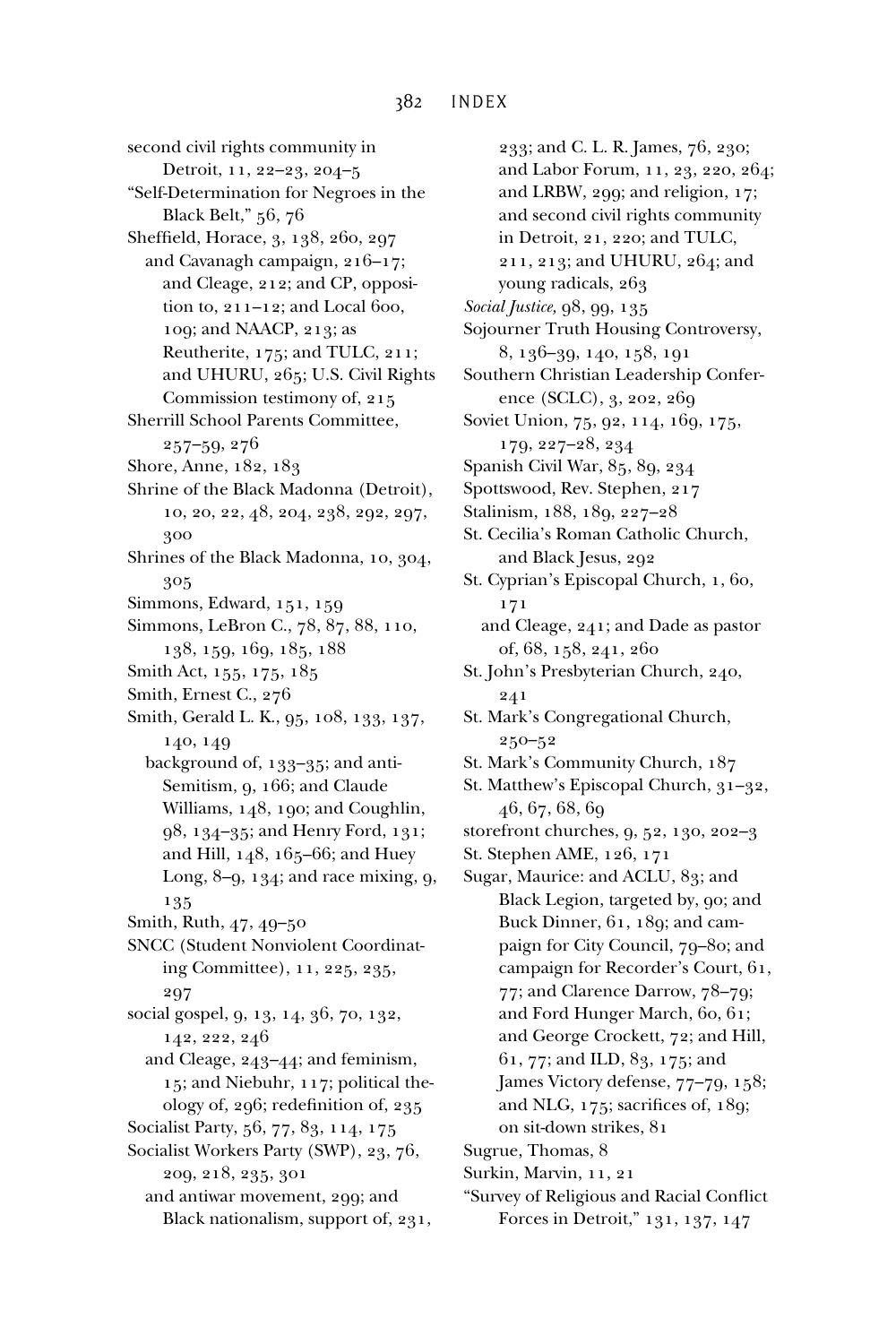second civil rights community in Detroit, 11, 22–23, 204–5

"Self-Determination for Negroes in the Black Belt," 56, 76

Sheffield, Horace, 3, 138, 260, 297
  and Cavanagh campaign, 216–17; and Cleage, 212; and CP, opposition to, 211–12; and Local 600, 109; and NAACP, 213; as Reutherite, 175; and TULC, 211; and UHURU, 265; U.S. Civil Rights Commission testimony of, 215

Sherrill School Parents Committee, 257–59, 276

Shore, Anne, 182, 183

Shrine of the Black Madonna (Detroit), 10, 20, 22, 48, 204, 238, 292, 297, 300

Shrines of the Black Madonna, 10, 304, 305

Simmons, Edward, 151, 159

Simmons, LeBron C., 78, 87, 88, 110, 138, 159, 169, 185, 188

Smith Act, 155, 175, 185

Smith, Ernest C., 276

Smith, Gerald L. K., 95, 108, 133, 137, 140, 149
  background of, 133–35; and anti-Semitism, 9, 166; and Claude Williams, 148, 190; and Coughlin, 98, 134–35; and Henry Ford, 131; and Hill, 148, 165–66; and Huey Long, 8–9, 134; and race mixing, 9, 135

Smith, Ruth, 47, 49–50

SNCC (Student Nonviolent Coordinating Committee), 11, 225, 235, 297

social gospel, 9, 13, 14, 36, 70, 132, 142, 222, 246
  and Cleage, 243–44; and feminism, 15; and Niebuhr, 117; political theology of, 296; redefinition of, 235

Socialist Party, 56, 77, 83, 114, 175

Socialist Workers Party (SWP), 23, 76, 209, 218, 235, 301
  and antiwar movement, 299; and Black nationalism, support of, 231, 233; and C. L. R. James, 76, 230; and Labor Forum, 11, 23, 220, 264; and LRBW, 299; and religion, 17; and second civil rights community in Detroit, 21, 220; and TULC, 211, 213; and UHURU, 264; and young radicals, 263

*Social Justice,* 98, 99, 135

Sojourner Truth Housing Controversy, 8, 136–39, 140, 158, 191

Southern Christian Leadership Conference (SCLC), 3, 202, 269

Soviet Union, 75, 92, 114, 169, 175, 179, 227–28, 234

Spanish Civil War, 85, 89, 234

Spottswood, Rev. Stephen, 217

Stalinism, 188, 189, 227–28

St. Cecilia's Roman Catholic Church, and Black Jesus, 292

St. Cyprian's Episcopal Church, 1, 60, 171
  and Cleage, 241; and Dade as pastor of, 68, 158, 241, 260

St. John's Presbyterian Church, 240, 241

St. Mark's Congregational Church, 250–52

St. Mark's Community Church, 187

St. Matthew's Episcopal Church, 31–32, 46, 67, 68, 69

storefront churches, 9, 52, 130, 202–3

St. Stephen AME, 126, 171

Sugar, Maurice: and ACLU, 83; and Black Legion, targeted by, 90; and Buck Dinner, 61, 189; and campaign for City Council, 79–80; and campaign for Recorder's Court, 61, 77; and Clarence Darrow, 78–79; and Ford Hunger March, 60, 61; and George Crockett, 72; and Hill, 61, 77; and ILD, 83, 175; and James Victory defense, 77–79, 158; and NLG, 175; sacrifices of, 189; on sit-down strikes, 81

Sugrue, Thomas, 8

Surkin, Marvin, 11, 21

"Survey of Religious and Racial Conflict Forces in Detroit," 131, 137, 147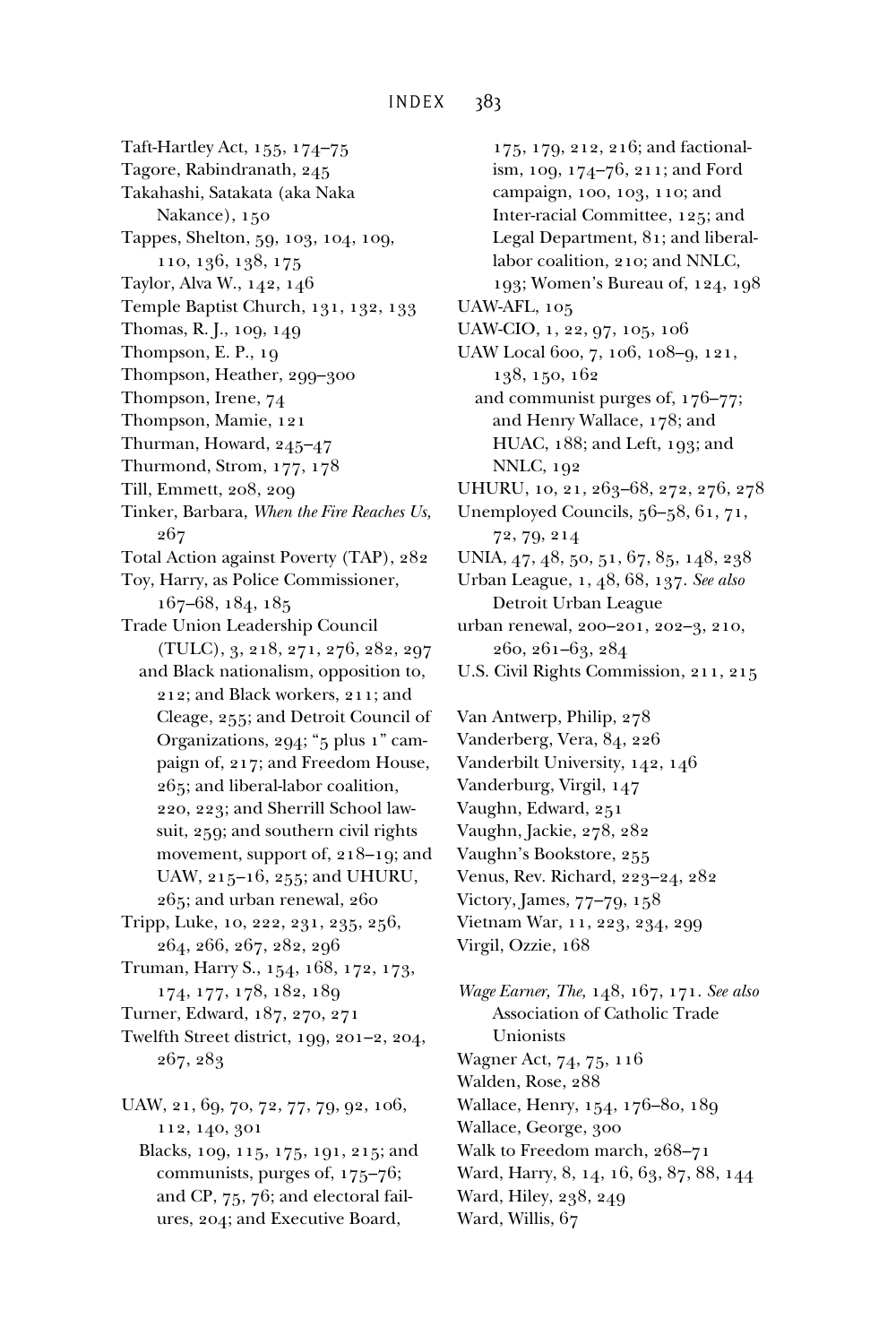Taft-Hartley Act, 155, 174–75
Tagore, Rabindranath, 245
Takahashi, Satakata (aka Naka Nakance), 150
Tappes, Shelton, 59, 103, 104, 109, 110, 136, 138, 175
Taylor, Alva W., 142, 146
Temple Baptist Church, 131, 132, 133
Thomas, R. J., 109, 149
Thompson, E. P., 19
Thompson, Heather, 299–300
Thompson, Irene, 74
Thompson, Mamie, 121
Thurman, Howard, 245–47
Thurmond, Strom, 177, 178
Till, Emmett, 208, 209
Tinker, Barbara, *When the Fire Reaches Us,* 267
Total Action against Poverty (TAP), 282
Toy, Harry, as Police Commissioner, 167–68, 184, 185
Trade Union Leadership Council (TULC), 3, 218, 271, 276, 282, 297
  and Black nationalism, opposition to, 212; and Black workers, 211; and Cleage, 255; and Detroit Council of Organizations, 294; "5 plus 1" campaign of, 217; and Freedom House, 265; and liberal-labor coalition, 220, 223; and Sherrill School lawsuit, 259; and southern civil rights movement, support of, 218–19; and UAW, 215–16, 255; and UHURU, 265; and urban renewal, 260
Tripp, Luke, 10, 222, 231, 235, 256, 264, 266, 267, 282, 296
Truman, Harry S., 154, 168, 172, 173, 174, 177, 178, 182, 189
Turner, Edward, 187, 270, 271
Twelfth Street district, 199, 201–2, 204, 267, 283

UAW, 21, 69, 70, 72, 77, 79, 92, 106, 112, 140, 301
  Blacks, 109, 115, 175, 191, 215; and communists, purges of, 175–76; and CP, 75, 76; and electoral failures, 204; and Executive Board, 175, 179, 212, 216; and factionalism, 109, 174–76, 211; and Ford campaign, 100, 103, 110; and Inter-racial Committee, 125; and Legal Department, 81; and liberal-labor coalition, 210; and NNLC, 193; Women's Bureau of, 124, 198
UAW-AFL, 105
UAW-CIO, 1, 22, 97, 105, 106
UAW Local 600, 7, 106, 108–9, 121, 138, 150, 162
  and communist purges of, 176–77; and Henry Wallace, 178; and HUAC, 188; and Left, 193; and NNLC, 192
UHURU, 10, 21, 263–68, 272, 276, 278
Unemployed Councils, 56–58, 61, 71, 72, 79, 214
UNIA, 47, 48, 50, 51, 67, 85, 148, 238
Urban League, 1, 48, 68, 137. *See also* Detroit Urban League
urban renewal, 200–201, 202–3, 210, 260, 261–63, 284
U.S. Civil Rights Commission, 211, 215

Van Antwerp, Philip, 278
Vanderberg, Vera, 84, 226
Vanderbilt University, 142, 146
Vanderburg, Virgil, 147
Vaughn, Edward, 251
Vaughn, Jackie, 278, 282
Vaughn's Bookstore, 255
Venus, Rev. Richard, 223–24, 282
Victory, James, 77–79, 158
Vietnam War, 11, 223, 234, 299
Virgil, Ozzie, 168

*Wage Earner, The,* 148, 167, 171. *See also* Association of Catholic Trade Unionists
Wagner Act, 74, 75, 116
Walden, Rose, 288
Wallace, Henry, 154, 176–80, 189
Wallace, George, 300
Walk to Freedom march, 268–71
Ward, Harry, 8, 14, 16, 63, 87, 88, 144
Ward, Hiley, 238, 249
Ward, Willis, 67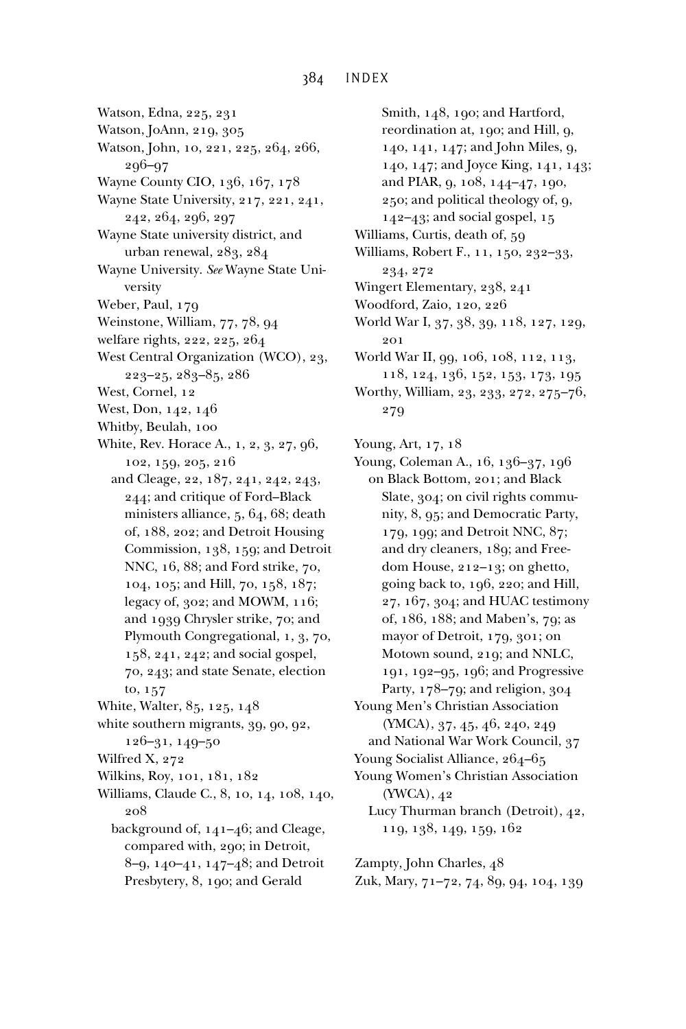Watson, Edna, 225, 231

Watson, JoAnn, 219, 305

Watson, John, 10, 221, 225, 264, 266, 296–97

Wayne County CIO, 136, 167, 178

Wayne State University, 217, 221, 241, 242, 264, 296, 297

Wayne State university district, and urban renewal, 283, 284

Wayne University. *See* Wayne State University

Weber, Paul, 179

Weinstone, William, 77, 78, 94

welfare rights, 222, 225, 264

West Central Organization (WCO), 23, 223–25, 283–85, 286

West, Cornel, 12

West, Don, 142, 146

Whitby, Beulah, 100

White, Rev. Horace A., 1, 2, 3, 27, 96, 102, 159, 205, 216
  and Cleage, 22, 187, 241, 242, 243, 244; and critique of Ford–Black ministers alliance, 5, 64, 68; death of, 188, 202; and Detroit Housing Commission, 138, 159; and Detroit NNC, 16, 88; and Ford strike, 70, 104, 105; and Hill, 70, 158, 187; legacy of, 302; and MOWM, 116; and 1939 Chrysler strike, 70; and Plymouth Congregational, 1, 3, 70, 158, 241, 242; and social gospel, 70, 243; and state Senate, election to, 157

White, Walter, 85, 125, 148

white southern migrants, 39, 90, 92, 126–31, 149–50

Wilfred X, 272

Wilkins, Roy, 101, 181, 182

Williams, Claude C., 8, 10, 14, 108, 140, 208
  background of, 141–46; and Cleage, compared with, 290; in Detroit, 8–9, 140–41, 147–48; and Detroit Presbytery, 8, 190; and Gerald Smith, 148, 190; and Hartford, reordination at, 190; and Hill, 9, 140, 141, 147; and John Miles, 9, 140, 147; and Joyce King, 141, 143; and PIAR, 9, 108, 144–47, 190, 250; and political theology of, 9, 142–43; and social gospel, 15

Williams, Curtis, death of, 59

Williams, Robert F., 11, 150, 232–33, 234, 272

Wingert Elementary, 238, 241

Woodford, Zaio, 120, 226

World War I, 37, 38, 39, 118, 127, 129, 201

World War II, 99, 106, 108, 112, 113, 118, 124, 136, 152, 153, 173, 195

Worthy, William, 23, 233, 272, 275–76, 279

Young, Art, 17, 18

Young, Coleman A., 16, 136–37, 196
  on Black Bottom, 201; and Black Slate, 304; on civil rights community, 8, 95; and Democratic Party, 179, 199; and Detroit NNC, 87; and dry cleaners, 189; and Freedom House, 212–13; on ghetto, going back to, 196, 220; and Hill, 27, 167, 304; and HUAC testimony of, 186, 188; and Maben's, 79; as mayor of Detroit, 179, 301; on Motown sound, 219; and NNLC, 191, 192–95, 196; and Progressive Party, 178–79; and religion, 304

Young Men's Christian Association (YMCA), 37, 45, 46, 240, 249
  and National War Work Council, 37

Young Socialist Alliance, 264–65

Young Women's Christian Association (YWCA), 42
  Lucy Thurman branch (Detroit), 42, 119, 138, 149, 159, 162

Zampty, John Charles, 48

Zuk, Mary, 71–72, 74, 89, 94, 104, 139